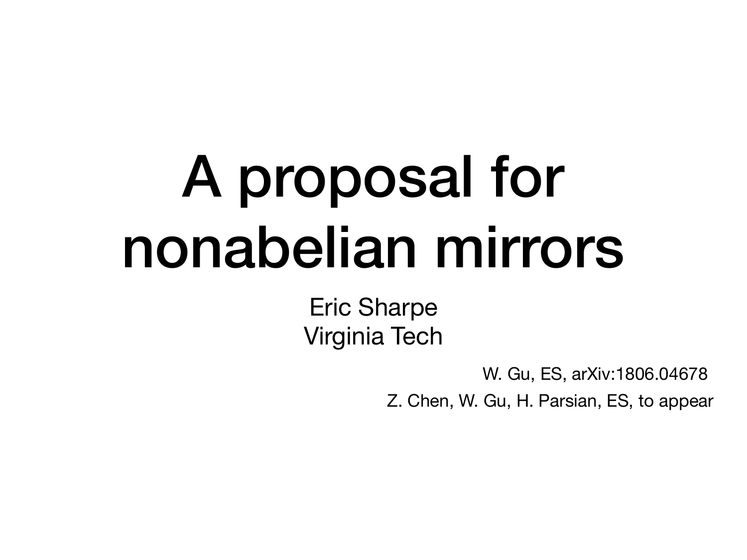# A proposal for nonabelian mirrors

Eric Sharpe
Virginia Tech

W. Gu, ES, arXiv:1806.04678

Z. Chen, W. Gu, H. Parsian, ES, to appear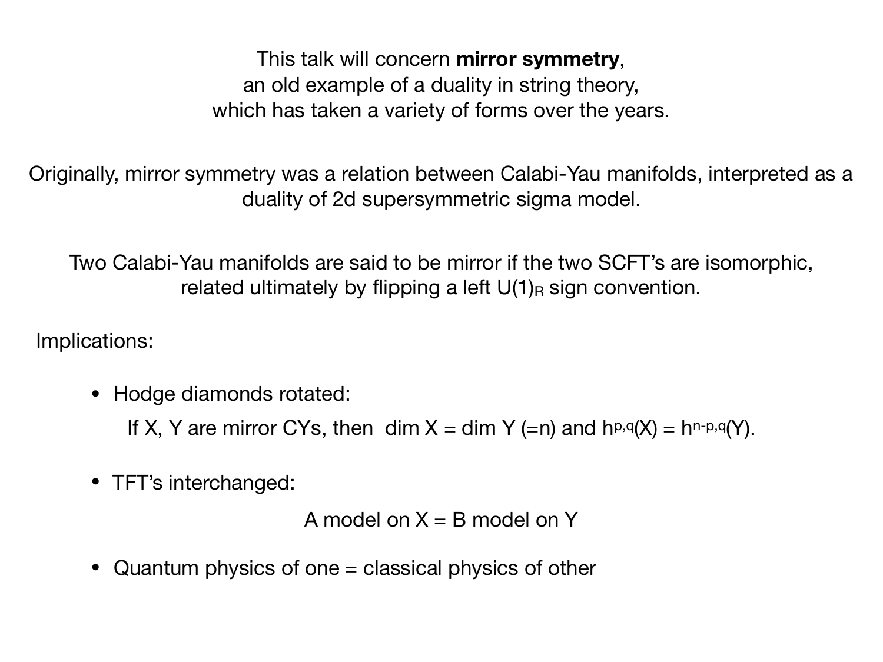This talk will concern **mirror symmetry**,
an old example of a duality in string theory,
which has taken a variety of forms over the years.

Originally, mirror symmetry was a relation between Calabi-Yau manifolds, interpreted as a duality of 2d supersymmetric sigma model.

Two Calabi-Yau manifolds are said to be mirror if the two SCFT's are isomorphic, related ultimately by flipping a left $U(1)_R$ sign convention.

Implications:

- Hodge diamonds rotated:

  If X, Y are mirror CYs, then dim X = dim Y (=n) and $h^{p,q}(X) = h^{n-p,q}(Y)$.

- TFT's interchanged:

  A model on X = B model on Y

- Quantum physics of one = classical physics of other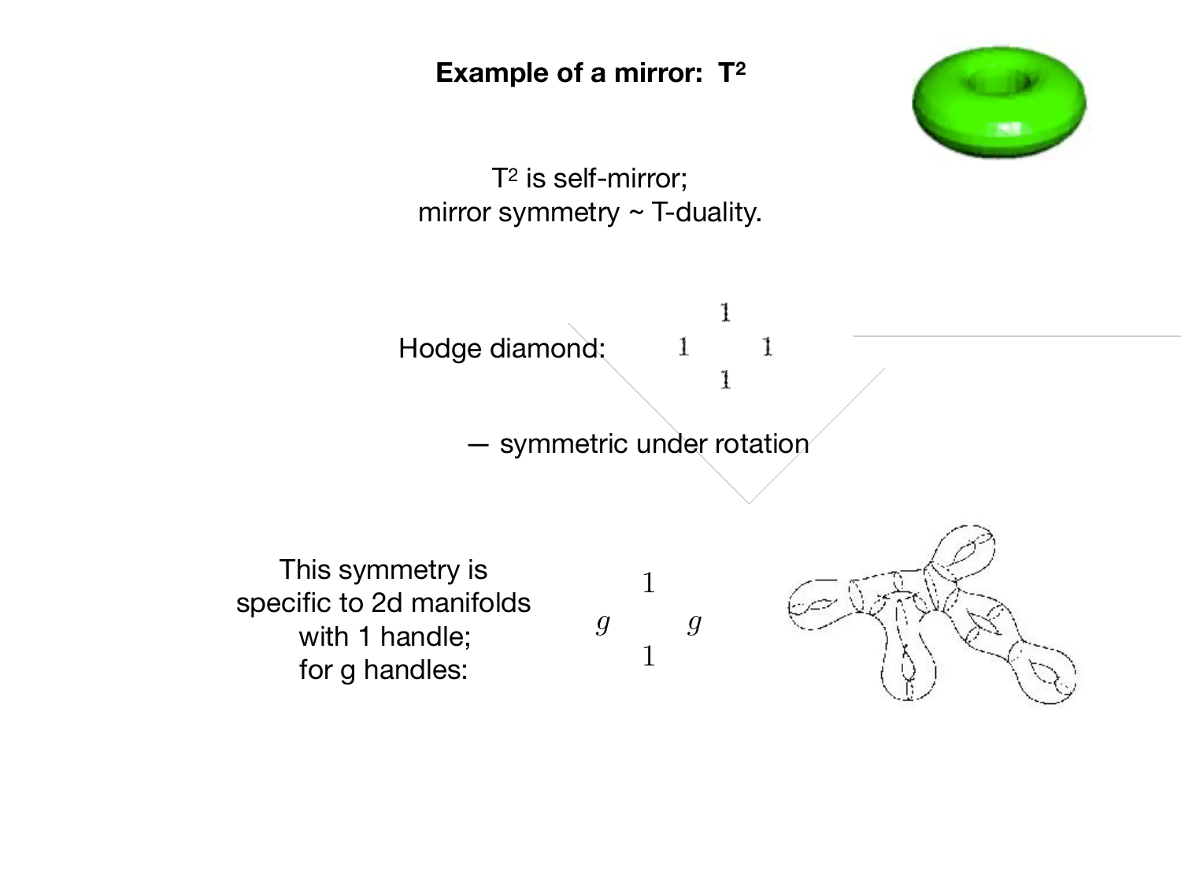**Example of a mirror: $T^2$**

$T^2$ is self-mirror;
mirror symmetry ~ T-duality.

Hodge diamond:

$$
\begin{array}{ccc}
 & 1 & \\
1 & & 1 \\
 & 1 &
\end{array}
$$

— symmetric under rotation

This symmetry is specific to 2d manifolds with 1 handle; for g handles:

$$
\begin{array}{ccc}
 & 1 & \\
g & & g \\
 & 1 &
\end{array}
$$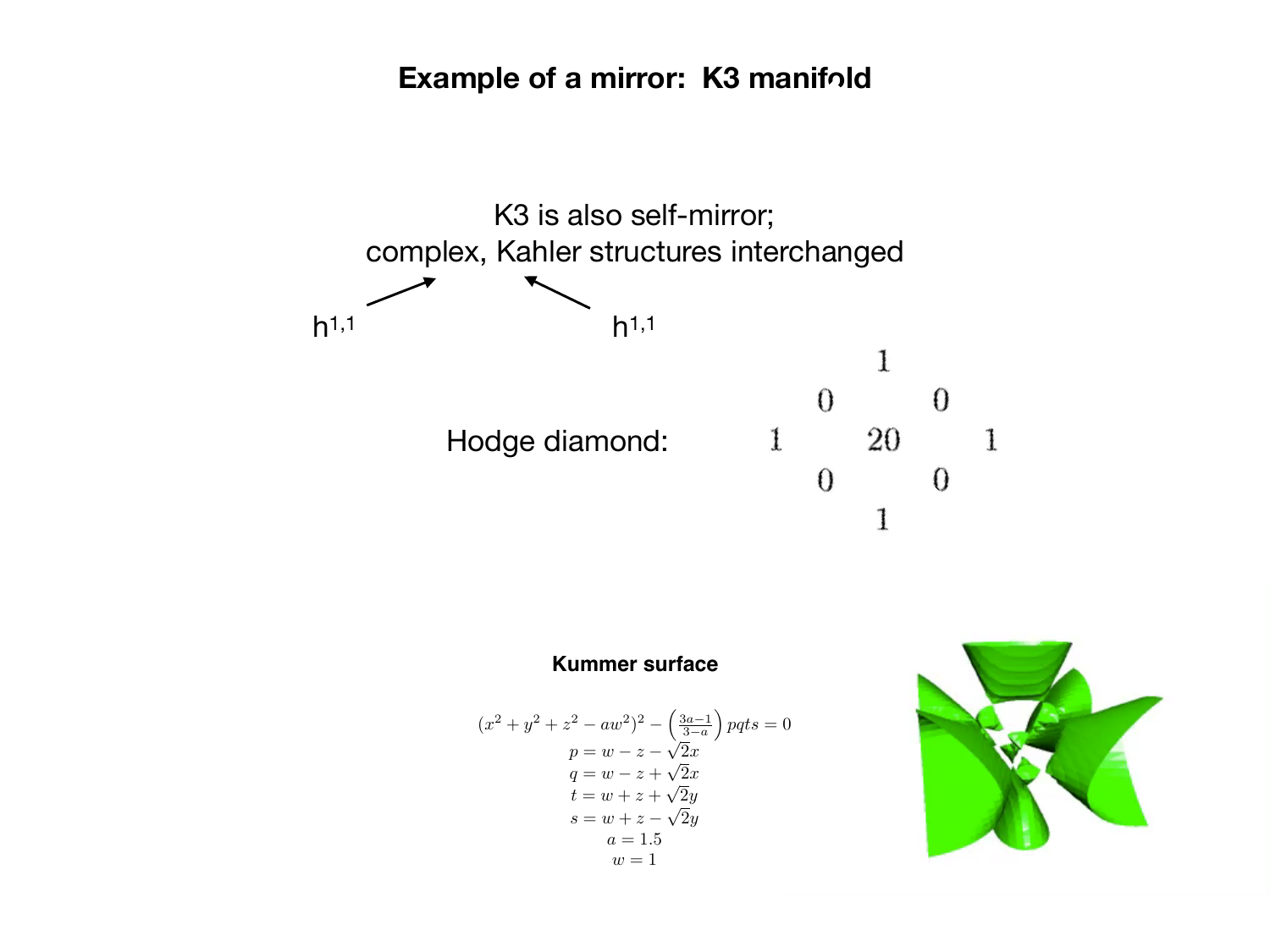# Example of a mirror: K3 manifold

K3 is also self-mirror;
complex, Kahler structures interchanged

$h^{1,1}$ $h^{1,1}$

Hodge diamond:

$$
\begin{array}{ccccc}
 & & 1 & & \\
 & 0 & & 0 & \\
1 & & 20 & & 1 \\
 & 0 & & 0 & \\
 & & 1 & &
\end{array}
$$

**Kummer surface**

$$(x^2+y^2+z^2-aw^2)^2 - \left(\frac{3a-1}{3-a}\right) pqts = 0$$

$$p = w - z - \sqrt{2}x$$

$$q = w - z + \sqrt{2}x$$

$$t = w + z + \sqrt{2}y$$

$$s = w + z - \sqrt{2}y$$

$$a = 1.5$$

$$w = 1$$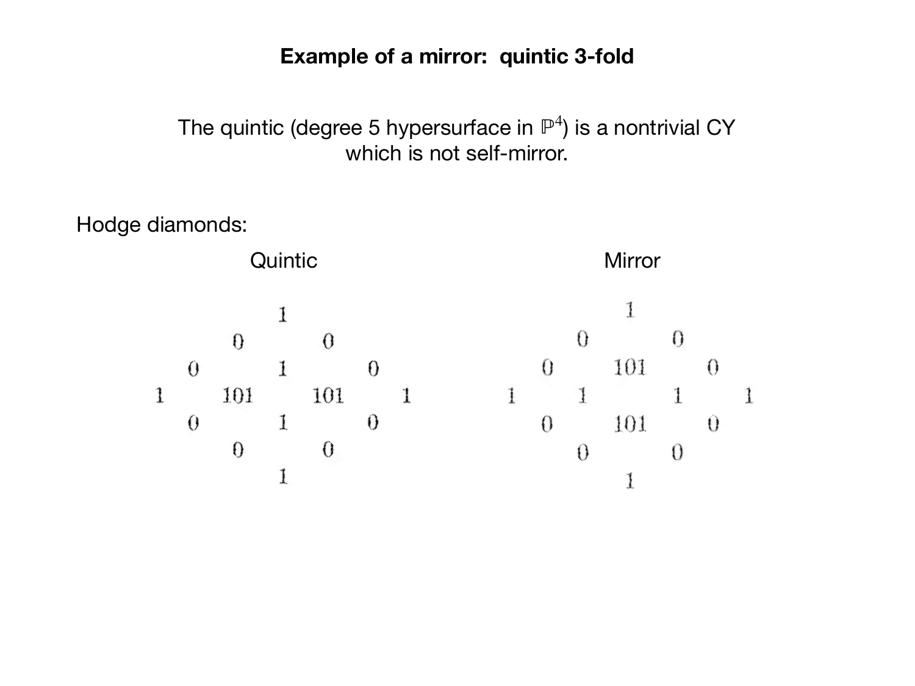**Example of a mirror: quintic 3-fold**

The quintic (degree 5 hypersurface in $\mathbb{P}^4$) is a nontrivial CY which is not self-mirror.

Hodge diamonds:

Quintic

$$
\begin{array}{ccccccc}
 & & & 1 & & & \\
 & & 0 & & 0 & & \\
 & 0 & & 1 & & 0 & \\
1 & & 101 & & 101 & & 1 \\
 & 0 & & 1 & & 0 & \\
 & & 0 & & 0 & & \\
 & & & 1 & & &
\end{array}
$$

Mirror

$$
\begin{array}{ccccccc}
 & & & 1 & & & \\
 & & 0 & & 0 & & \\
 & 0 & & 101 & & 0 & \\
1 & & 1 & & 1 & & 1 \\
 & 0 & & 101 & & 0 & \\
 & & 0 & & 0 & & \\
 & & & 1 & & &
\end{array}
$$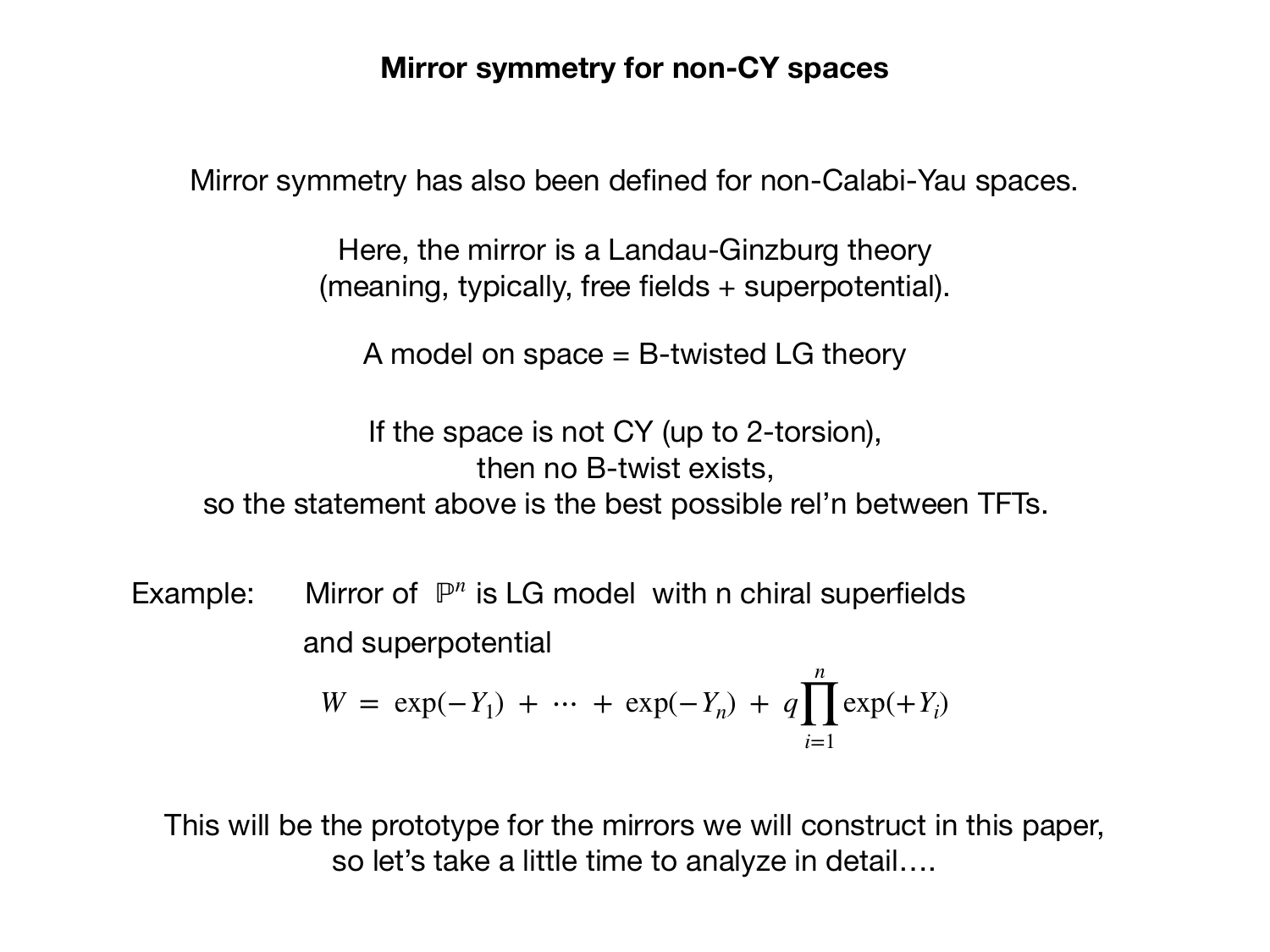# Mirror symmetry for non-CY spaces

Mirror symmetry has also been defined for non-Calabi-Yau spaces.

Here, the mirror is a Landau-Ginzburg theory
(meaning, typically, free fields + superpotential).

A model on space = B-twisted LG theory

If the space is not CY (up to 2-torsion),
then no B-twist exists,
so the statement above is the best possible rel'n between TFTs.

Example: Mirror of $\mathbb{P}^n$ is LG model with n chiral superfields
and superpotential

$$W = \exp(-Y_1) + \cdots + \exp(-Y_n) + q\prod_{i=1}^{n} \exp(+Y_i)$$

This will be the prototype for the mirrors we will construct in this paper,
so let's take a little time to analyze in detail….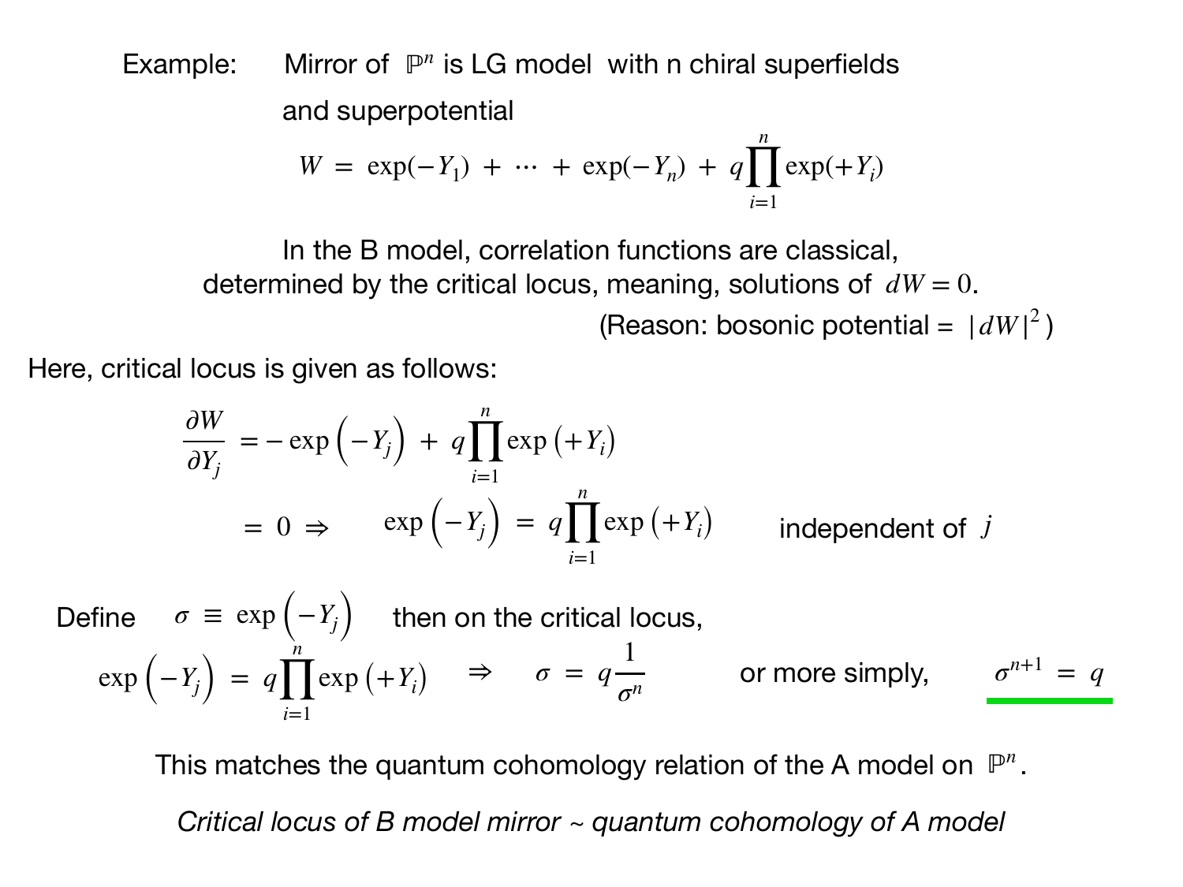Example: Mirror of $\mathbb{P}^n$ is LG model with n chiral superfields and superpotential

$$W = \exp(-Y_1) + \cdots + \exp(-Y_n) + q\prod_{i=1}^{n}\exp(+Y_i)$$

In the B model, correlation functions are classical, determined by the critical locus, meaning, solutions of $dW = 0$.

(Reason: bosonic potential = $|dW|^2$ )

Here, critical locus is given as follows:

$$\frac{\partial W}{\partial Y_j} = -\exp\left(-Y_j\right) + q\prod_{i=1}^{n}\exp\left(+Y_i\right)$$

$$= 0 \Rightarrow \quad \exp\left(-Y_j\right) = q\prod_{i=1}^{n}\exp\left(+Y_i\right) \qquad \text{independent of } j$$

Define $\sigma \equiv \exp\left(-Y_j\right)$ then on the critical locus,

$$\exp\left(-Y_j\right) = q\prod_{i=1}^{n}\exp\left(+Y_i\right) \quad \Rightarrow \quad \sigma = q\frac{1}{\sigma^n} \qquad \text{or more simply,} \qquad \sigma^{n+1} = q$$

This matches the quantum cohomology relation of the A model on $\mathbb{P}^n$.

*Critical locus of B model mirror ~ quantum cohomology of A model*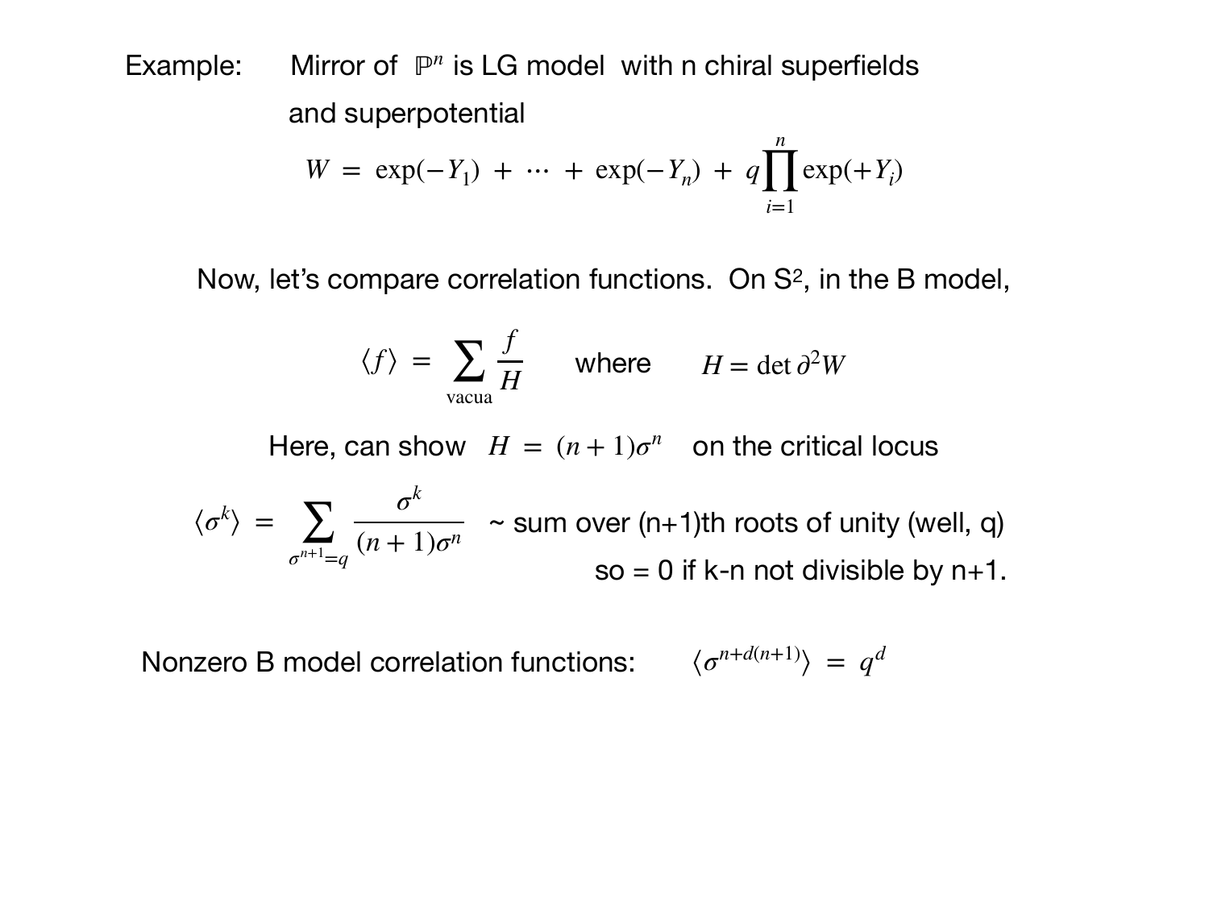Example: Mirror of $\mathbb{P}^n$ is LG model with n chiral superfields and superpotential

$$W = \exp(-Y_1) + \cdots + \exp(-Y_n) + q\prod_{i=1}^{n} \exp(+Y_i)$$

Now, let's compare correlation functions. On $S^2$, in the B model,

$$\langle f \rangle = \sum_{\text{vacua}} \frac{f}{H} \quad \text{where} \quad H = \det \partial^2 W$$

Here, can show $H = (n+1)\sigma^n$ on the critical locus

$$\langle \sigma^k \rangle = \sum_{\sigma^{n+1}=q} \frac{\sigma^k}{(n+1)\sigma^n}$$

~ sum over (n+1)th roots of unity (well, q) so = 0 if k-n not divisible by n+1.

Nonzero B model correlation functions: $\langle \sigma^{n+d(n+1)} \rangle = q^d$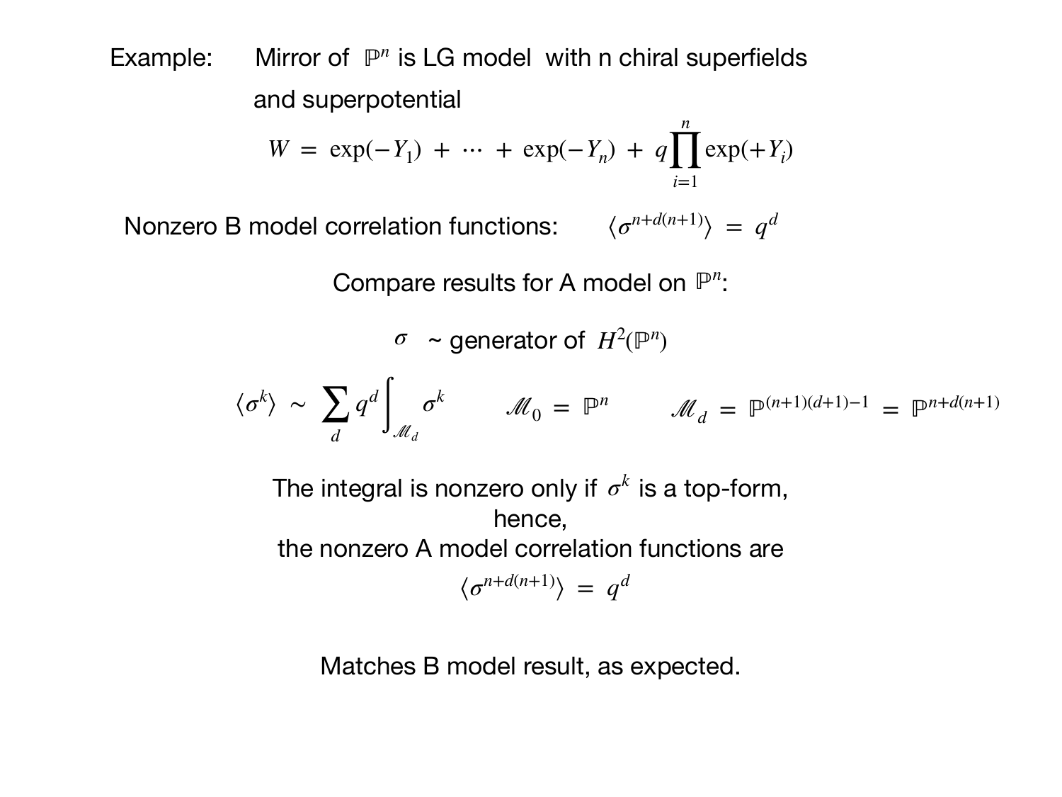Example: Mirror of $\mathbb{P}^n$ is LG model with n chiral superfields and superpotential

$$W = \exp(-Y_1) + \cdots + \exp(-Y_n) + q \prod_{i=1}^{n} \exp(+Y_i)$$

Nonzero B model correlation functions: $\langle \sigma^{n+d(n+1)} \rangle = q^d$

Compare results for A model on $\mathbb{P}^n$:

$\sigma$ ~ generator of $H^2(\mathbb{P}^n)$

$$\langle \sigma^k \rangle \sim \sum_d q^d \int_{\mathcal{M}_d} \sigma^k \qquad \mathcal{M}_0 = \mathbb{P}^n \qquad \mathcal{M}_d = \mathbb{P}^{(n+1)(d+1)-1} = \mathbb{P}^{n+d(n+1)}$$

The integral is nonzero only if $\sigma^k$ is a top-form, hence, the nonzero A model correlation functions are

$$\langle \sigma^{n+d(n+1)} \rangle = q^d$$

Matches B model result, as expected.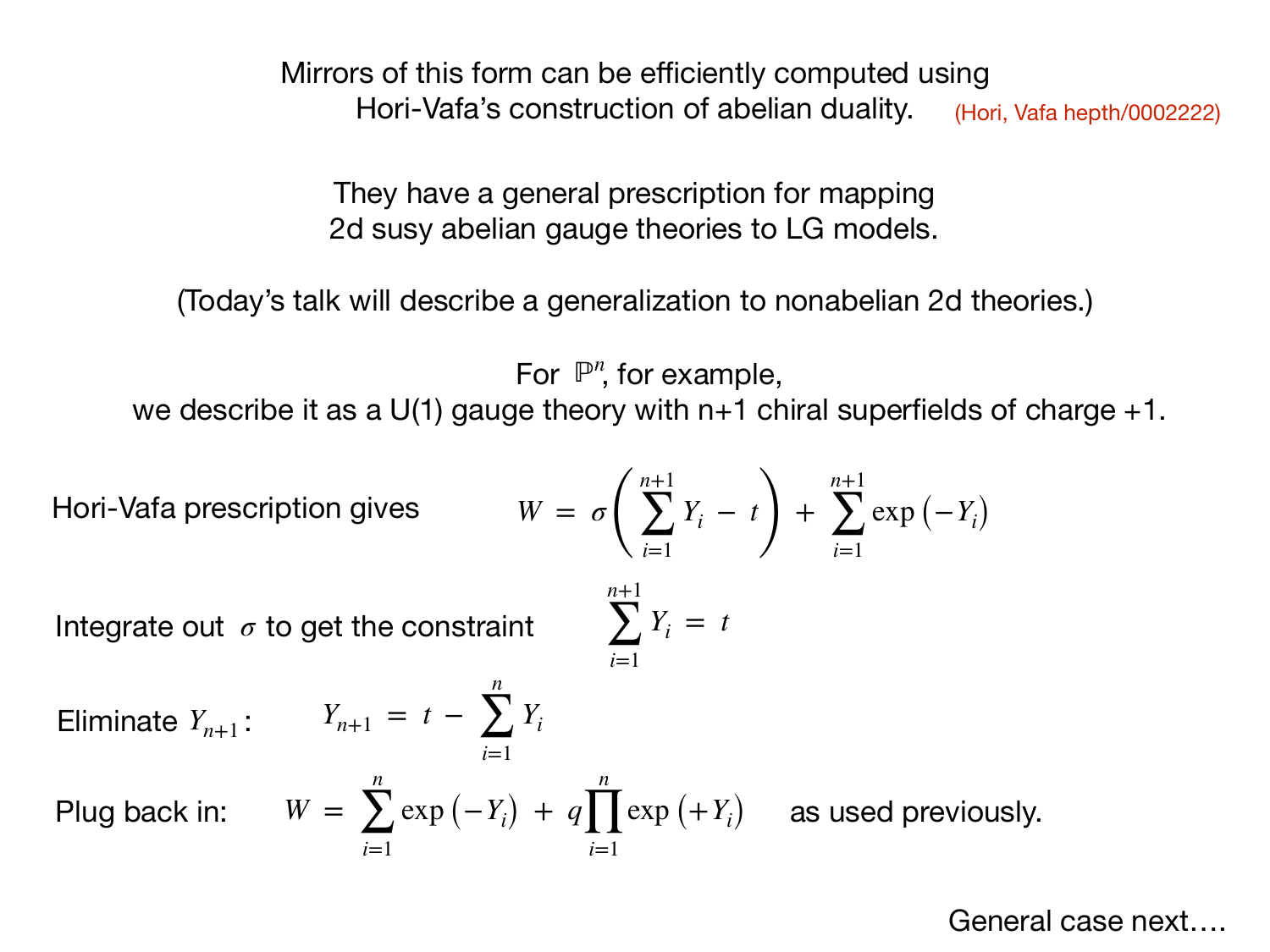Mirrors of this form can be efficiently computed using Hori-Vafa's construction of abelian duality. (Hori, Vafa hepth/0002222)

They have a general prescription for mapping 2d susy abelian gauge theories to LG models.

(Today's talk will describe a generalization to nonabelian 2d theories.)

For $\mathbb{P}^n$, for example, we describe it as a U(1) gauge theory with n+1 chiral superfields of charge +1.

Hori-Vafa prescription gives

$$W \,=\, \sigma\left(\sum_{i=1}^{n+1} Y_i \,-\, t\right) \,+\, \sum_{i=1}^{n+1} \exp\left(-Y_i\right)$$

Integrate out $\sigma$ to get the constraint

$$\sum_{i=1}^{n+1} Y_i \,=\, t$$

Eliminate $Y_{n+1}$:

$$Y_{n+1} \,=\, t \,-\, \sum_{i=1}^{n} Y_i$$

Plug back in:

$$W \,=\, \sum_{i=1}^{n} \exp\left(-Y_i\right) \,+\, q\prod_{i=1}^{n} \exp\left(+Y_i\right)$$

as used previously.

General case next….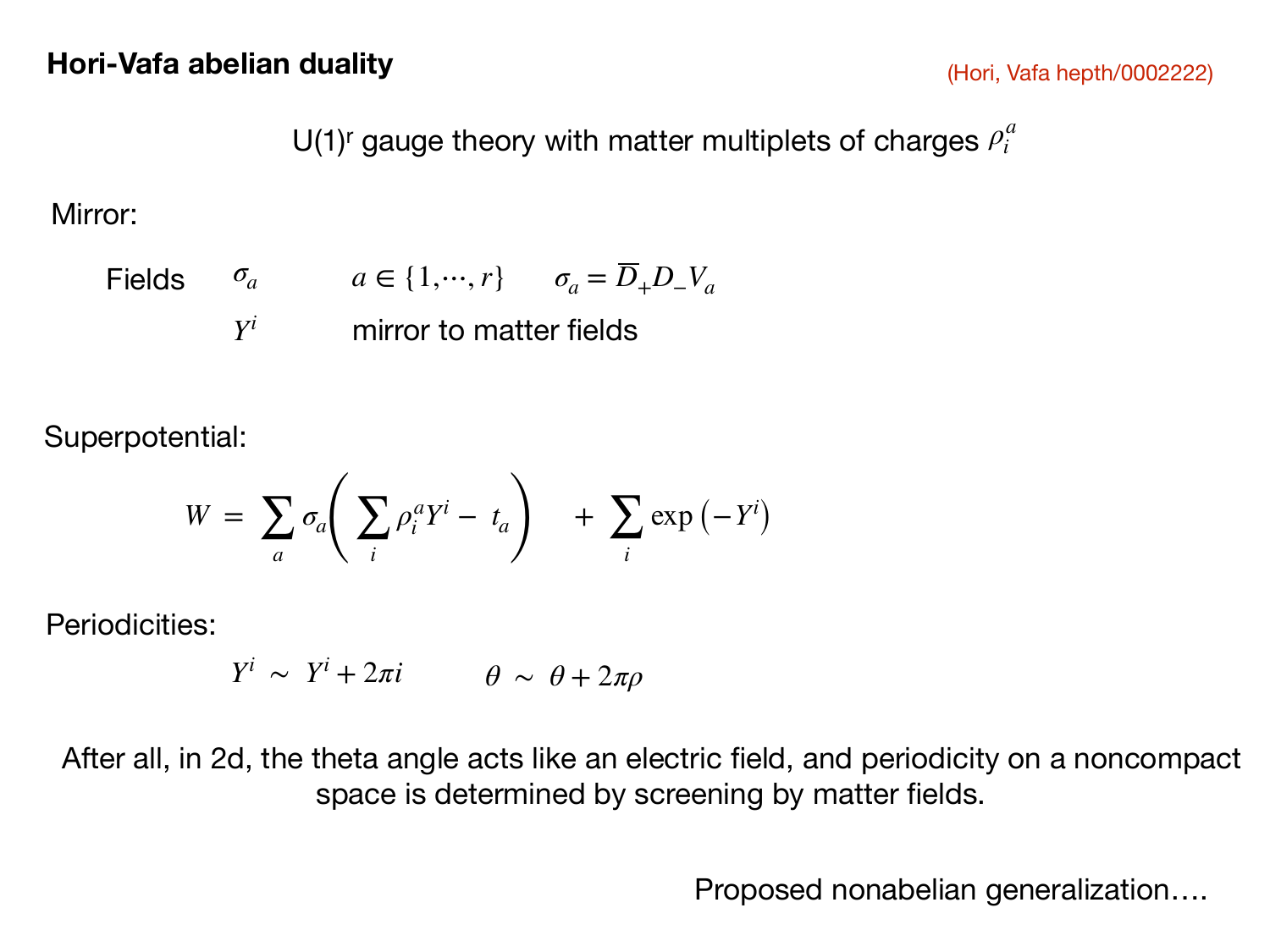## Hori-Vafa abelian duality

(Hori, Vafa hepth/0002222)

$U(1)^r$ gauge theory with matter multiplets of charges $\rho_i^a$

Mirror:

Fields $\quad \sigma_a \qquad a \in \{1, \cdots, r\} \qquad \sigma_a = \overline{D}_+ D_- V_a$

$\qquad\quad Y^i \qquad$ mirror to matter fields

Superpotential:

$$W = \sum_a \sigma_a \left( \sum_i \rho_i^a Y^i - t_a \right) \quad + \sum_i \exp\left(-Y^i\right)$$

Periodicities:

$$Y^i \sim Y^i + 2\pi i \qquad \theta \sim \theta + 2\pi\rho$$

After all, in 2d, the theta angle acts like an electric field, and periodicity on a noncompact space is determined by screening by matter fields.

Proposed nonabelian generalization….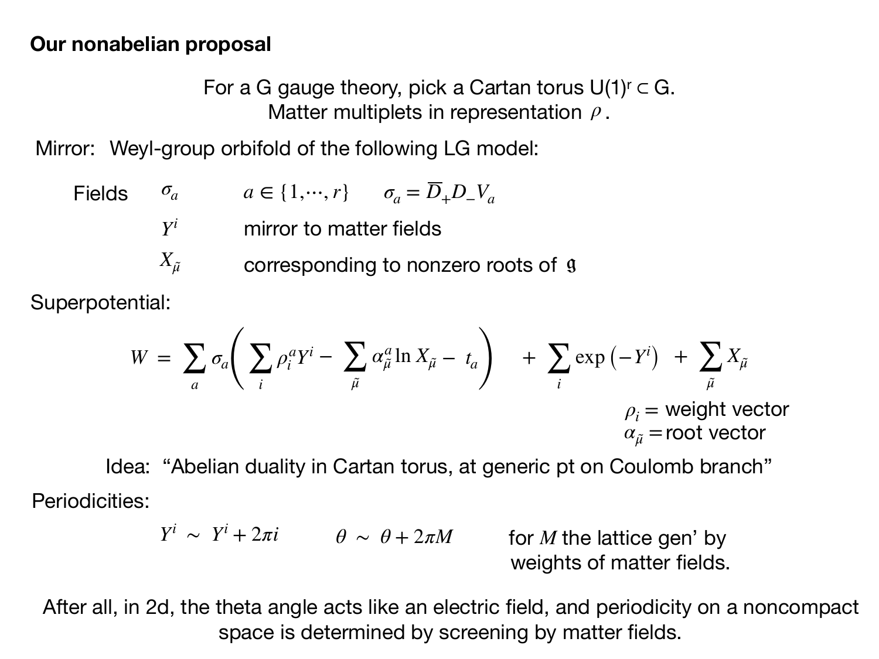**Our nonabelian proposal**

For a G gauge theory, pick a Cartan torus $U(1)^r \subset G$.
Matter multiplets in representation $\rho$.

Mirror: Weyl-group orbifold of the following LG model:

Fields

- $\sigma_a$ — $a \in \{1, \cdots, r\}$ — $\sigma_a = \overline{D}_+ D_- V_a$
- $Y^i$ — mirror to matter fields
- $X_{\tilde{\mu}}$ — corresponding to nonzero roots of $\mathfrak{g}$

Superpotential:

$$W = \sum_a \sigma_a \left( \sum_i \rho_i^a Y^i - \sum_{\tilde{\mu}} \alpha_{\tilde{\mu}}^a \ln X_{\tilde{\mu}} - t_a \right) + \sum_i \exp\left(-Y^i\right) + \sum_{\tilde{\mu}} X_{\tilde{\mu}}$$

$\rho_i =$ weight vector
$\alpha_{\tilde{\mu}} =$ root vector

Idea: "Abelian duality in Cartan torus, at generic pt on Coulomb branch"

Periodicities:

$$Y^i \sim Y^i + 2\pi i \qquad \theta \sim \theta + 2\pi M$$

for $M$ the lattice gen' by weights of matter fields.

After all, in 2d, the theta angle acts like an electric field, and periodicity on a noncompact space is determined by screening by matter fields.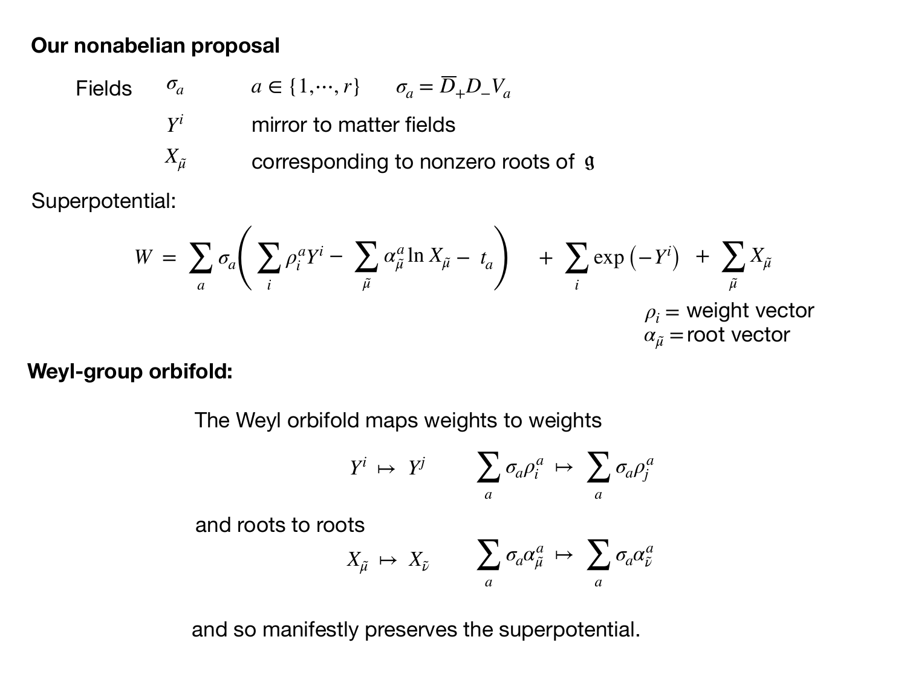**Our nonabelian proposal**

Fields

$\sigma_a$ $\quad a \in \{1, \cdots, r\} \quad \sigma_a = \overline{D}_+ D_- V_a$

$Y^i$ $\quad$ mirror to matter fields

$X_{\tilde{\mu}}$ $\quad$ corresponding to nonzero roots of $\mathfrak{g}$

Superpotential:

$$W = \sum_a \sigma_a \left( \sum_i \rho_i^a Y^i - \sum_{\tilde{\mu}} \alpha_{\tilde{\mu}}^a \ln X_{\tilde{\mu}} - t_a \right) + \sum_i \exp\left(-Y^i\right) + \sum_{\tilde{\mu}} X_{\tilde{\mu}}$$

$\rho_i =$ weight vector
$\alpha_{\tilde{\mu}} =$ root vector

**Weyl-group orbifold:**

The Weyl orbifold maps weights to weights

$$Y^i \mapsto Y^j \qquad \sum_a \sigma_a \rho_i^a \mapsto \sum_a \sigma_a \rho_j^a$$

and roots to roots

$$X_{\tilde{\mu}} \mapsto X_{\tilde{\nu}} \qquad \sum_a \sigma_a \alpha_{\tilde{\mu}}^a \mapsto \sum_a \sigma_a \alpha_{\tilde{\nu}}^a$$

and so manifestly preserves the superpotential.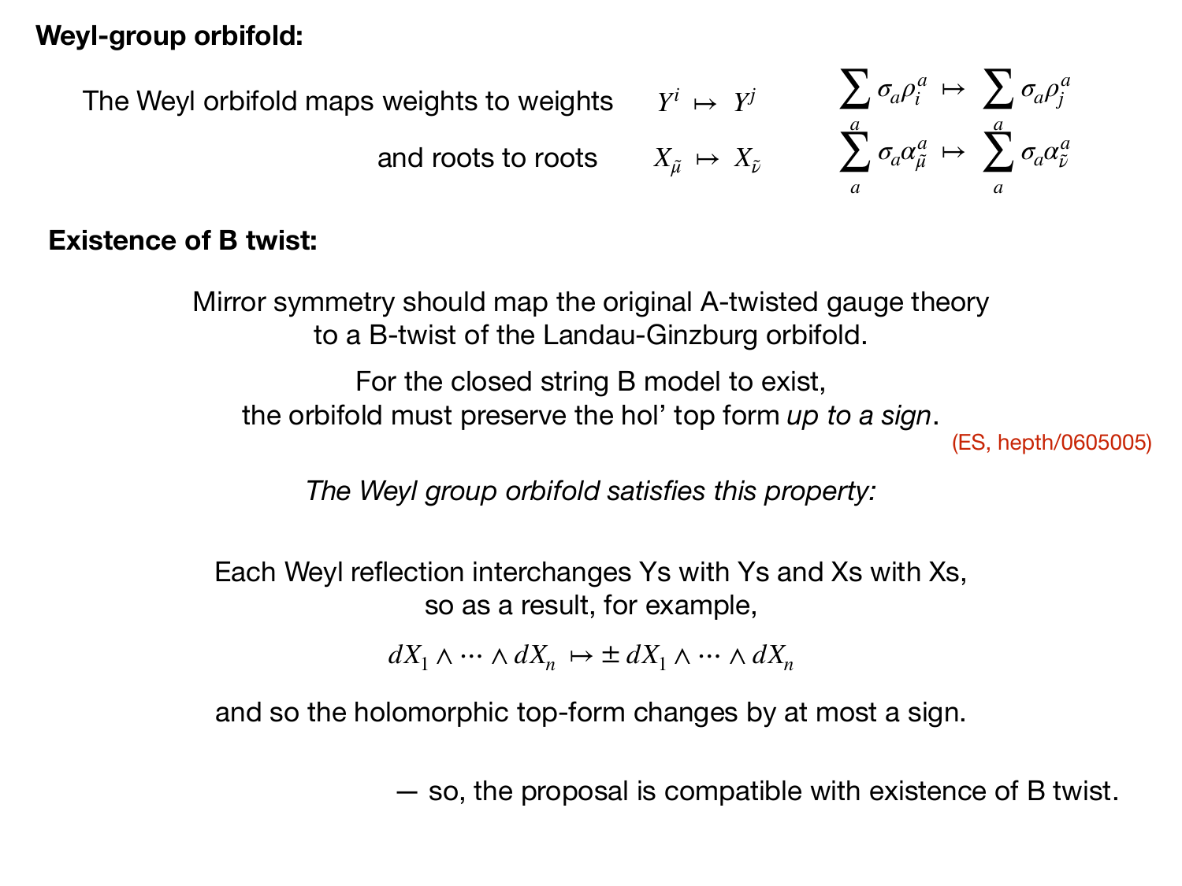**Weyl-group orbifold:**

The Weyl orbifold maps weights to weights $\quad Y^i \mapsto Y^j \qquad \sum_a \sigma_a \rho_i^a \mapsto \sum_a \sigma_a \rho_j^a$

and roots to roots $\quad X_{\tilde{\mu}} \mapsto X_{\tilde{\nu}} \qquad \sum_a \sigma_a \alpha_{\tilde{\mu}}^a \mapsto \sum_a \sigma_a \alpha_{\tilde{\nu}}^a$

**Existence of B twist:**

Mirror symmetry should map the original A-twisted gauge theory to a B-twist of the Landau-Ginzburg orbifold.

For the closed string B model to exist, the orbifold must preserve the hol' top form *up to a sign*.

(ES, hepth/0605005)

*The Weyl group orbifold satisfies this property:*

Each Weyl reflection interchanges Ys with Ys and Xs with Xs, so as a result, for example,

$$dX_1 \wedge \cdots \wedge dX_n \mapsto \pm\, dX_1 \wedge \cdots \wedge dX_n$$

and so the holomorphic top-form changes by at most a sign.

— so, the proposal is compatible with existence of B twist.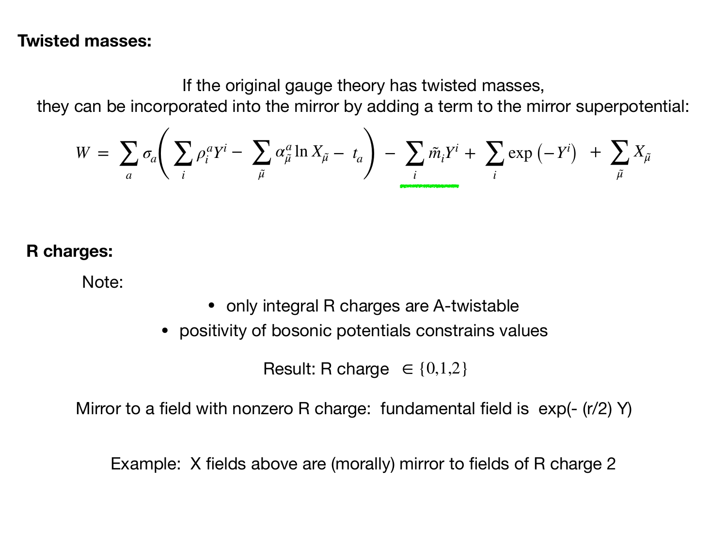**Twisted masses:**

If the original gauge theory has twisted masses,
they can be incorporated into the mirror by adding a term to the mirror superpotential:

$$W = \sum_a \sigma_a \left( \sum_i \rho_i^a Y^i - \sum_{\tilde{\mu}} \alpha_{\tilde{\mu}}^a \ln X_{\tilde{\mu}} - t_a \right) - \sum_i \tilde{m}_i Y^i + \sum_i \exp\left(-Y^i\right) + \sum_{\tilde{\mu}} X_{\tilde{\mu}}$$

**R charges:**

Note:

- only integral R charges are A-twistable
- positivity of bosonic potentials constrains values

Result: R charge $\in \{0,1,2\}$

Mirror to a field with nonzero R charge: fundamental field is exp(- (r/2) Y)

Example: X fields above are (morally) mirror to fields of R charge 2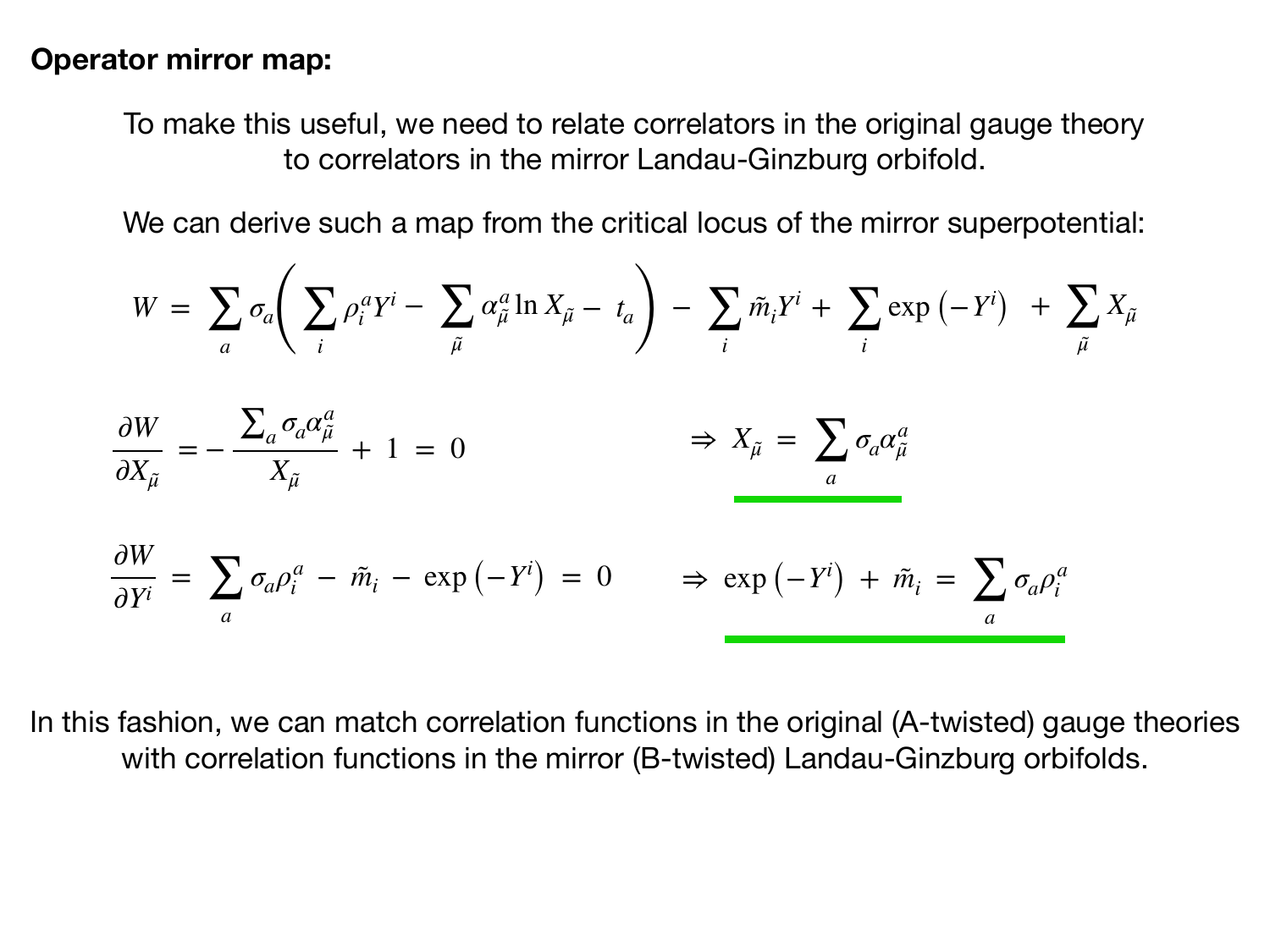**Operator mirror map:**

To make this useful, we need to relate correlators in the original gauge theory to correlators in the mirror Landau-Ginzburg orbifold.

We can derive such a map from the critical locus of the mirror superpotential:

$$W = \sum_a \sigma_a \left( \sum_i \rho_i^a Y^i - \sum_{\tilde{\mu}} \alpha_{\tilde{\mu}}^a \ln X_{\tilde{\mu}} - t_a \right) - \sum_i \tilde{m}_i Y^i + \sum_i \exp\left(-Y^i\right) + \sum_{\tilde{\mu}} X_{\tilde{\mu}}$$

$$\frac{\partial W}{\partial X_{\tilde{\mu}}} = - \frac{\sum_a \sigma_a \alpha_{\tilde{\mu}}^a}{X_{\tilde{\mu}}} + 1 = 0 \qquad \Rightarrow \; X_{\tilde{\mu}} = \sum_a \sigma_a \alpha_{\tilde{\mu}}^a$$

$$\frac{\partial W}{\partial Y^i} = \sum_a \sigma_a \rho_i^a - \tilde{m}_i - \exp\left(-Y^i\right) = 0 \qquad \Rightarrow \; \exp\left(-Y^i\right) + \tilde{m}_i = \sum_a \sigma_a \rho_i^a$$

In this fashion, we can match correlation functions in the original (A-twisted) gauge theories with correlation functions in the mirror (B-twisted) Landau-Ginzburg orbifolds.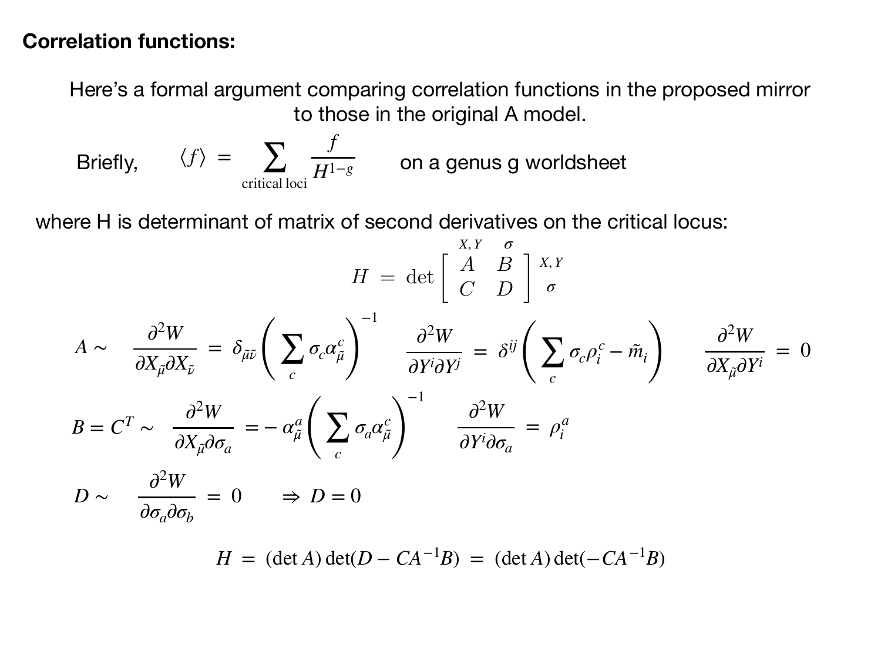**Correlation functions:**

Here's a formal argument comparing correlation functions in the proposed mirror to those in the original A model.

Briefly, $\langle f \rangle \; = \; \sum_{\text{critical loci}} \frac{f}{H^{1-g}}$ on a genus g worldsheet

where H is determinant of matrix of second derivatives on the critical locus:

$$H \;=\; \det \begin{array}{c} \begin{matrix} \scriptstyle X,Y & \scriptstyle \sigma \end{matrix} \\ \left[ \begin{array}{cc} A & B \\ C & D \end{array} \right] \end{array} \begin{array}{c} \scriptstyle X,Y \\ \scriptstyle \sigma \end{array}$$

$$A \sim \quad \frac{\partial^2 W}{\partial X_{\tilde{\mu}} \partial X_{\tilde{\nu}}} \;=\; \delta_{\tilde{\mu}\tilde{\nu}} \left( \sum_c \sigma_c \alpha^c_{\tilde{\mu}} \right)^{-1} \qquad \frac{\partial^2 W}{\partial Y^i \partial Y^j} \;=\; \delta^{ij} \left( \sum_c \sigma_c \rho^c_i - \tilde{m}_i \right) \qquad \frac{\partial^2 W}{\partial X_{\tilde{\mu}} \partial Y^i} \;=\; 0$$

$$B = C^T \sim \quad \frac{\partial^2 W}{\partial X_{\tilde{\mu}} \partial \sigma_a} \;=\! - \, \alpha^a_{\tilde{\mu}} \left( \sum_c \sigma_a \alpha^c_{\tilde{\mu}} \right)^{-1} \qquad \frac{\partial^2 W}{\partial Y^i \partial \sigma_a} \;=\; \rho^a_i$$

$$D \sim \quad \frac{\partial^2 W}{\partial \sigma_a \partial \sigma_b} \;=\; 0 \qquad \Rightarrow \; D = 0$$

$$H \;=\; (\det A) \det(D - CA^{-1}B) \;=\; (\det A) \det(-CA^{-1}B)$$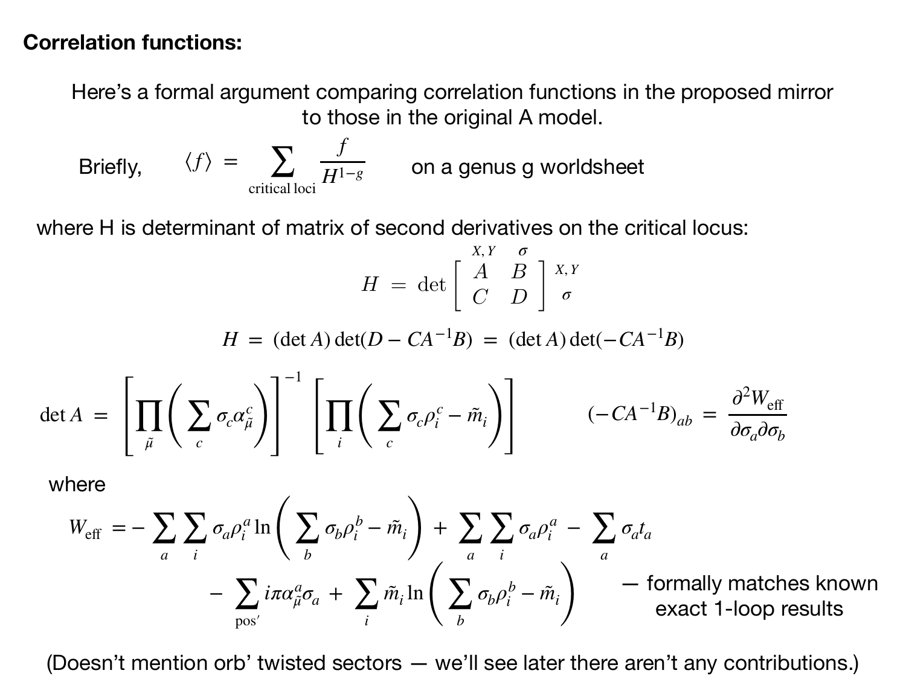**Correlation functions:**

Here's a formal argument comparing correlation functions in the proposed mirror to those in the original A model.

Briefly, $\langle f \rangle \, = \, \sum_{\text{critical loci}} \frac{f}{H^{1-g}}$ on a genus g worldsheet

where H is determinant of matrix of second derivatives on the critical locus:

$$H \, = \, \det \begin{bmatrix} A & B \\ C & D \end{bmatrix} \qquad \text{(columns: } X,Y \;\; \sigma\text{; rows: } X,Y \;\; \sigma\text{)}$$

$$H \, = \, (\det A) \det(D - CA^{-1}B) \, = \, (\det A) \det(-CA^{-1}B)$$

$$\det A \, = \, \left[ \prod_{\tilde{\mu}} \left( \sum_c \sigma_c \alpha^c_{\tilde{\mu}} \right) \right]^{-1} \left[ \prod_i \left( \sum_c \sigma_c \rho^c_i - \tilde{m}_i \right) \right] \qquad (-CA^{-1}B)_{ab} \, = \, \frac{\partial^2 W_{\rm eff}}{\partial \sigma_a \partial \sigma_b}$$

where

$$W_{\rm eff} \, = - \sum_a \sum_i \sigma_a \rho^a_i \ln \left( \sum_b \sigma_b \rho^b_i - \tilde{m}_i \right) + \sum_a \sum_i \sigma_a \rho^a_i - \sum_a \sigma_a t_a$$
$$- \sum_{\text{pos}'} i\pi \alpha^a_{\tilde{\mu}} \sigma_a + \sum_i \tilde{m}_i \ln \left( \sum_b \sigma_b \rho^b_i - \tilde{m}_i \right)$$

— formally matches known exact 1-loop results

(Doesn't mention orb' twisted sectors — we'll see later there aren't any contributions.)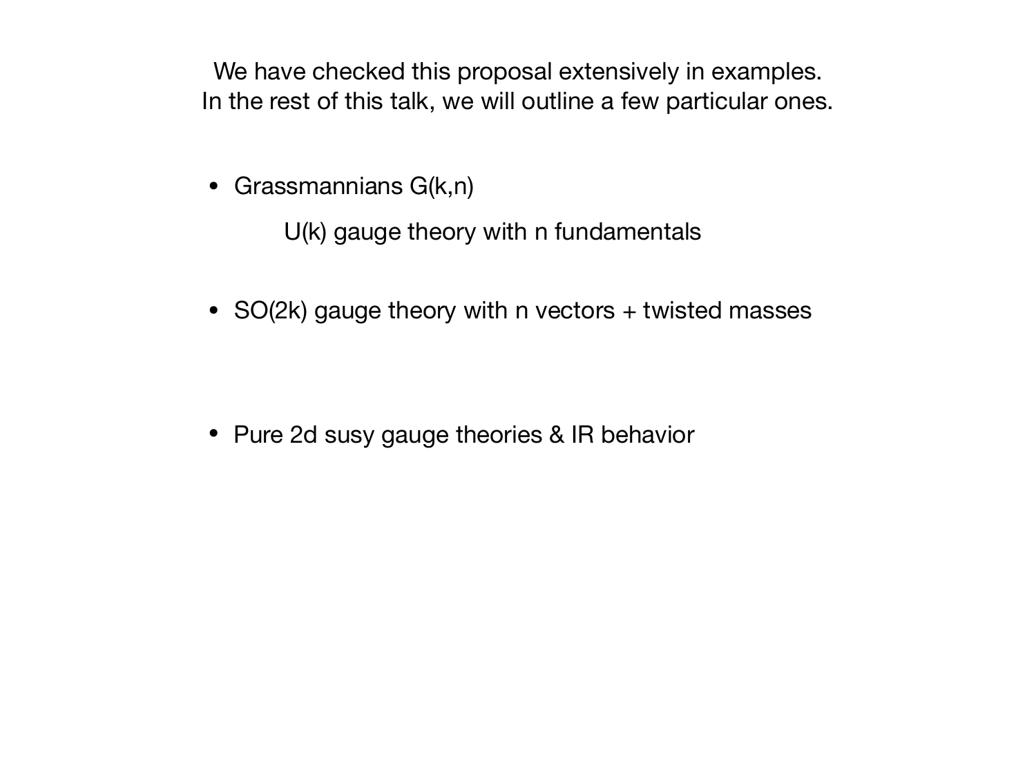We have checked this proposal extensively in examples.
In the rest of this talk, we will outline a few particular ones.

- Grassmannians $G(k,n)$

  $U(k)$ gauge theory with $n$ fundamentals

- $SO(2k)$ gauge theory with $n$ vectors + twisted masses

- Pure 2d susy gauge theories & IR behavior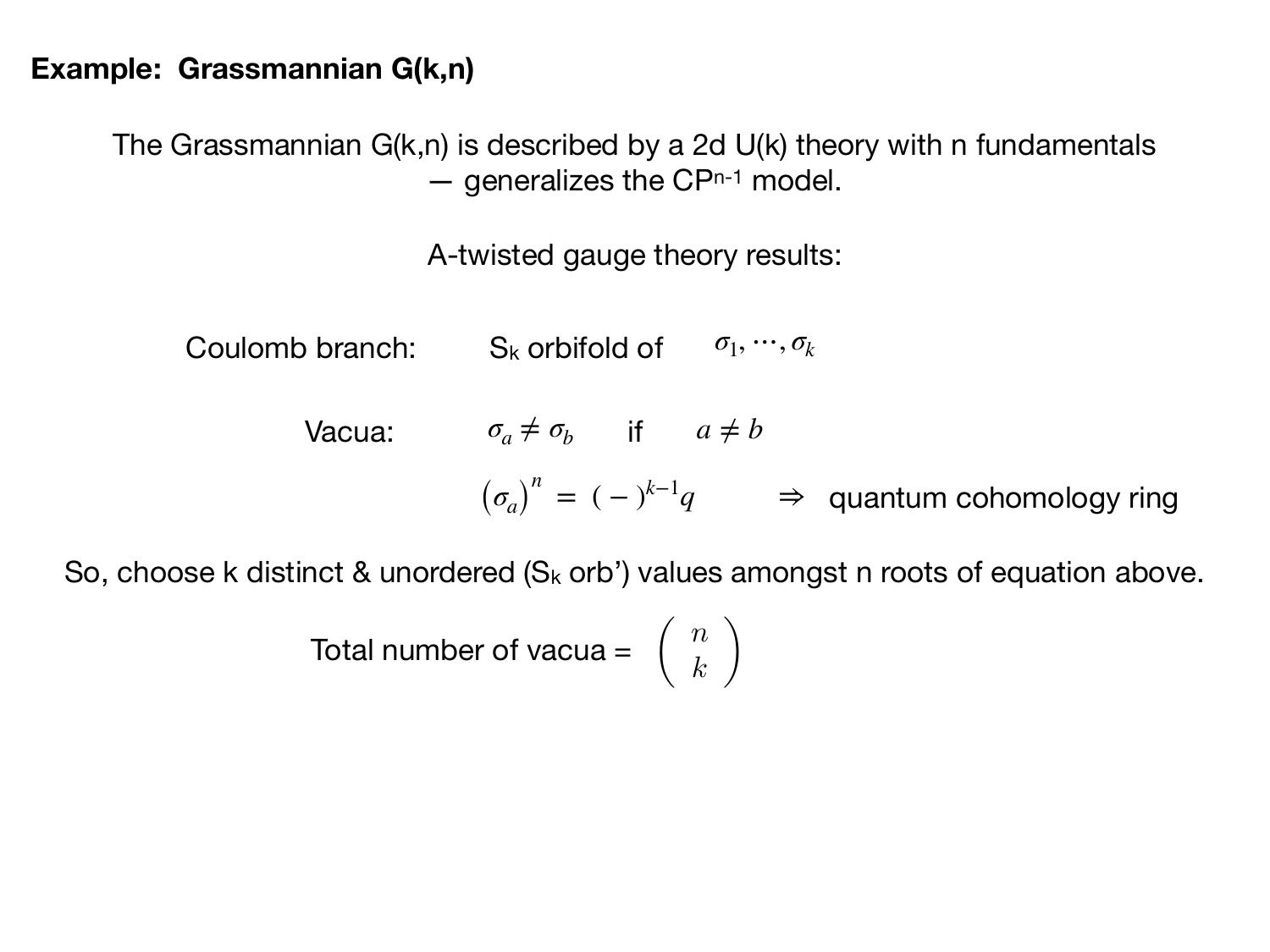**Example: Grassmannian G(k,n)**

The Grassmannian G(k,n) is described by a 2d U(k) theory with n fundamentals — generalizes the $CP^{n-1}$ model.

A-twisted gauge theory results:

Coulomb branch: $S_k$ orbifold of $\sigma_1, \cdots, \sigma_k$

Vacua: $\sigma_a \neq \sigma_b$ if $a \neq b$

$$\left(\sigma_a\right)^n = (-)^{k-1} q \quad \Rightarrow \text{ quantum cohomology ring}$$

So, choose k distinct & unordered ($S_k$ orb') values amongst n roots of equation above.

Total number of vacua = $\begin{pmatrix} n \\ k \end{pmatrix}$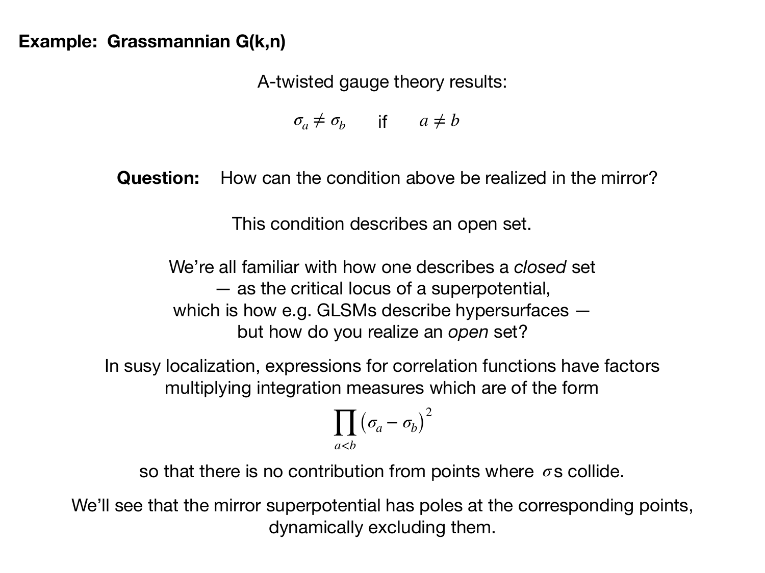**Example: Grassmannian G(k,n)**

A-twisted gauge theory results:

$$\sigma_a \neq \sigma_b \quad \text{if} \quad a \neq b$$

**Question:** How can the condition above be realized in the mirror?

This condition describes an open set.

We're all familiar with how one describes a *closed* set — as the critical locus of a superpotential, which is how e.g. GLSMs describe hypersurfaces — but how do you realize an *open* set?

In susy localization, expressions for correlation functions have factors multiplying integration measures which are of the form

$$\prod_{a<b} (\sigma_a - \sigma_b)^2$$

so that there is no contribution from points where $\sigma$s collide.

We'll see that the mirror superpotential has poles at the corresponding points, dynamically excluding them.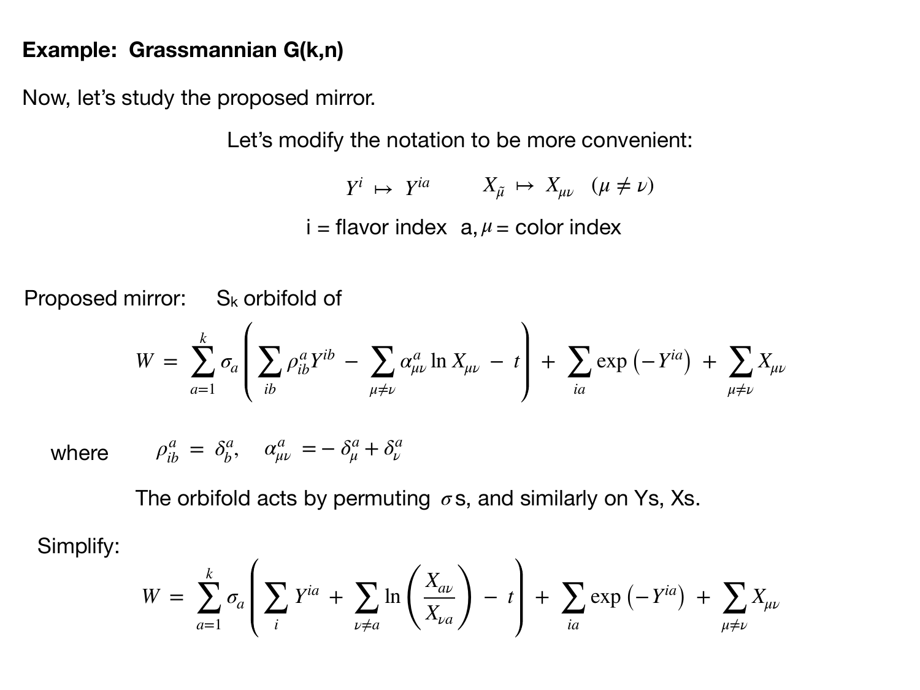**Example: Grassmannian G(k,n)**

Now, let's study the proposed mirror.

Let's modify the notation to be more convenient:

$$Y^i \mapsto Y^{ia} \qquad X_{\tilde{\mu}} \mapsto X_{\mu\nu} \quad (\mu \neq \nu)$$

i = flavor index a, $\mu$ = color index

Proposed mirror: $S_k$ orbifold of

$$W = \sum_{a=1}^{k} \sigma_a \left( \sum_{ib} \rho^a_{ib} Y^{ib} - \sum_{\mu \neq \nu} \alpha^a_{\mu\nu} \ln X_{\mu\nu} - t \right) + \sum_{ia} \exp\left(-Y^{ia}\right) + \sum_{\mu \neq \nu} X_{\mu\nu}$$

where $\rho^a_{ib} = \delta^a_b, \quad \alpha^a_{\mu\nu} = -\delta^a_\mu + \delta^a_\nu$

The orbifold acts by permuting $\sigma$ s, and similarly on Ys, Xs.

Simplify:

$$W = \sum_{a=1}^{k} \sigma_a \left( \sum_{i} Y^{ia} + \sum_{\nu \neq a} \ln\left(\frac{X_{a\nu}}{X_{\nu a}}\right) - t \right) + \sum_{ia} \exp\left(-Y^{ia}\right) + \sum_{\mu \neq \nu} X_{\mu\nu}$$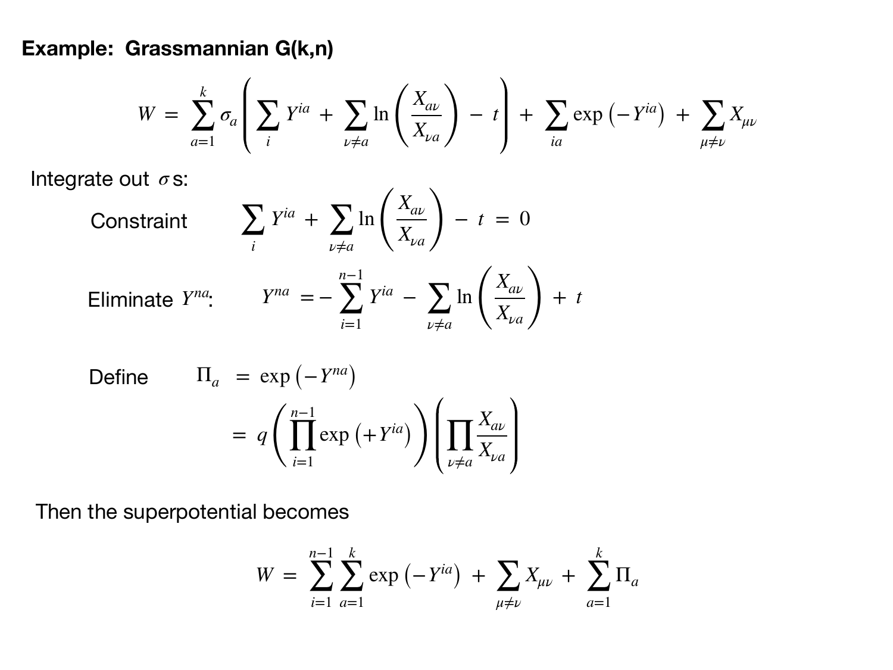**Example: Grassmannian G(k,n)**

$$W \;=\; \sum_{a=1}^{k} \sigma_a \left( \sum_i Y^{ia} \;+\; \sum_{\nu \neq a} \ln\left( \frac{X_{a\nu}}{X_{\nu a}} \right) \;-\; t \right) \;+\; \sum_{ia} \exp\left(-Y^{ia}\right) \;+\; \sum_{\mu \neq \nu} X_{\mu\nu}$$

Integrate out $\sigma$s:

Constraint

$$\sum_i Y^{ia} \;+\; \sum_{\nu \neq a} \ln\left( \frac{X_{a\nu}}{X_{\nu a}} \right) \;-\; t \;=\; 0$$

Eliminate $Y^{na}$:

$$Y^{na} \;=\! -\sum_{i=1}^{n-1} Y^{ia} \;-\; \sum_{\nu \neq a} \ln\left( \frac{X_{a\nu}}{X_{\nu a}} \right) \;+\; t$$

Define

$$\begin{aligned}
\Pi_a \;&=\; \exp\left(-Y^{na}\right) \\
&=\; q \left( \prod_{i=1}^{n-1} \exp\left(+Y^{ia}\right) \right) \left( \prod_{\nu \neq a} \frac{X_{a\nu}}{X_{\nu a}} \right)
\end{aligned}$$

Then the superpotential becomes

$$W \;=\; \sum_{i=1}^{n-1} \sum_{a=1}^{k} \exp\left(-Y^{ia}\right) \;+\; \sum_{\mu \neq \nu} X_{\mu\nu} \;+\; \sum_{a=1}^{k} \Pi_a$$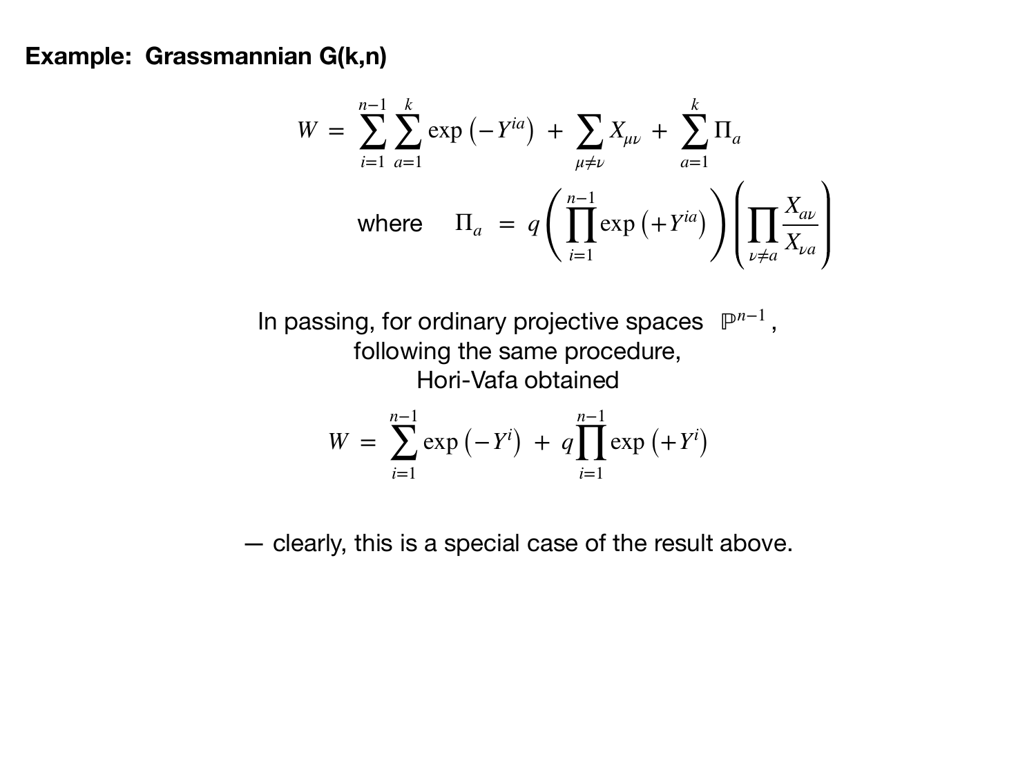**Example: Grassmannian G(k,n)**

$$W \;=\; \sum_{i=1}^{n-1} \sum_{a=1}^{k} \exp\left(-Y^{ia}\right) \;+\; \sum_{\mu \neq \nu} X_{\mu\nu} \;+\; \sum_{a=1}^{k} \Pi_a$$

$$\text{where} \quad \Pi_a \;=\; q \left( \prod_{i=1}^{n-1} \exp\left(+Y^{ia}\right) \right) \left( \prod_{\nu \neq a} \frac{X_{a\nu}}{X_{\nu a}} \right)$$

In passing, for ordinary projective spaces $\mathbb{P}^{n-1}$,
following the same procedure,
Hori-Vafa obtained

$$W \;=\; \sum_{i=1}^{n-1} \exp\left(-Y^{i}\right) \;+\; q \prod_{i=1}^{n-1} \exp\left(+Y^{i}\right)$$

— clearly, this is a special case of the result above.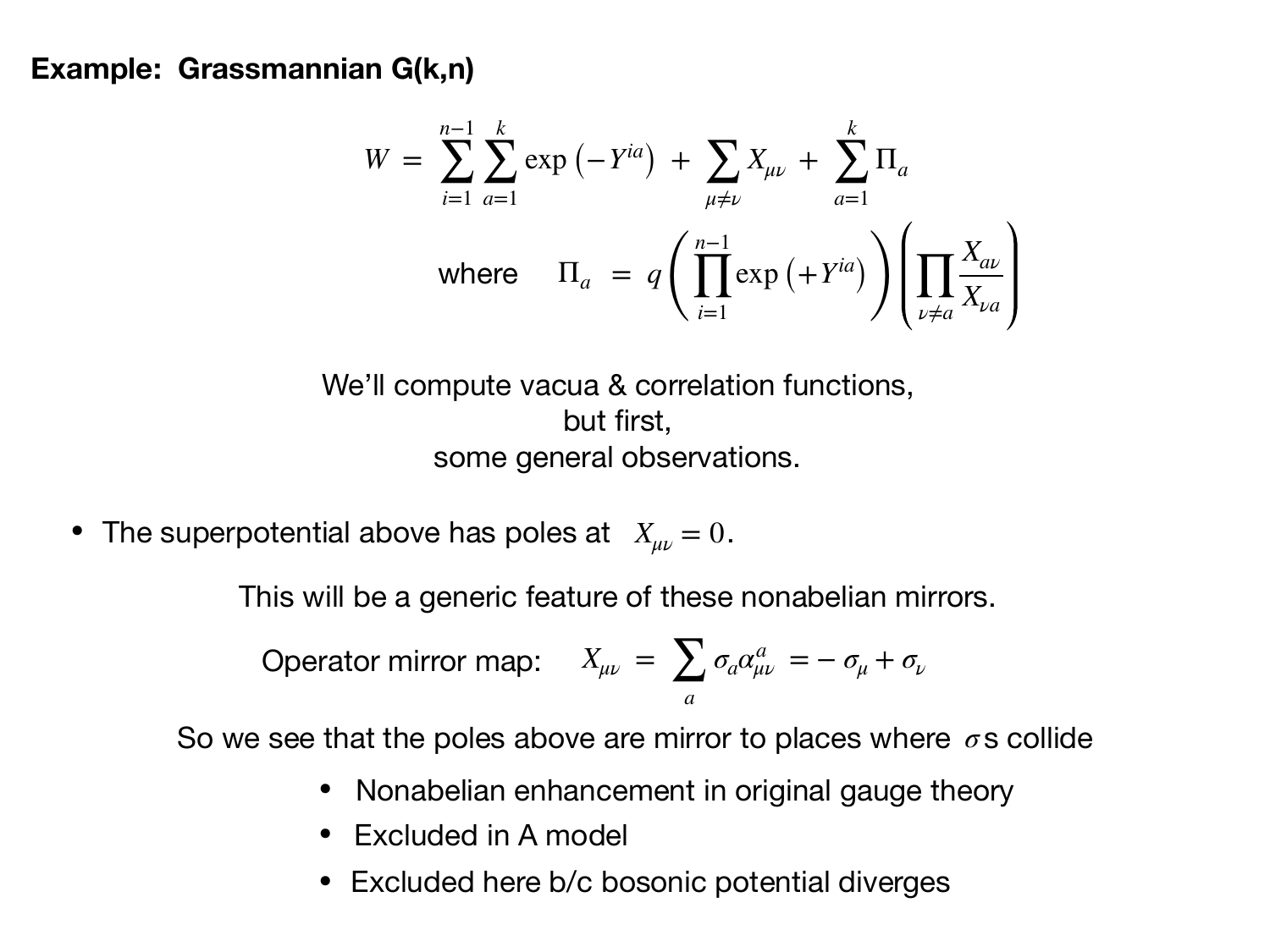**Example: Grassmannian G(k,n)**

$$W = \sum_{i=1}^{n-1} \sum_{a=1}^{k} \exp\left(-Y^{ia}\right) + \sum_{\mu \neq \nu} X_{\mu\nu} + \sum_{a=1}^{k} \Pi_a$$

$$\text{where} \quad \Pi_a = q \left( \prod_{i=1}^{n-1} \exp\left(+Y^{ia}\right) \right) \left( \prod_{\nu \neq a} \frac{X_{a\nu}}{X_{\nu a}} \right)$$

We'll compute vacua & correlation functions,
but first,
some general observations.

- The superpotential above has poles at $X_{\mu\nu} = 0$.

  This will be a generic feature of these nonabelian mirrors.

  Operator mirror map: $X_{\mu\nu} = \sum_a \sigma_a \alpha^a_{\mu\nu} = -\sigma_\mu + \sigma_\nu$

  So we see that the poles above are mirror to places where $\sigma$s collide

  - Nonabelian enhancement in original gauge theory
  - Excluded in A model
  - Excluded here b/c bosonic potential diverges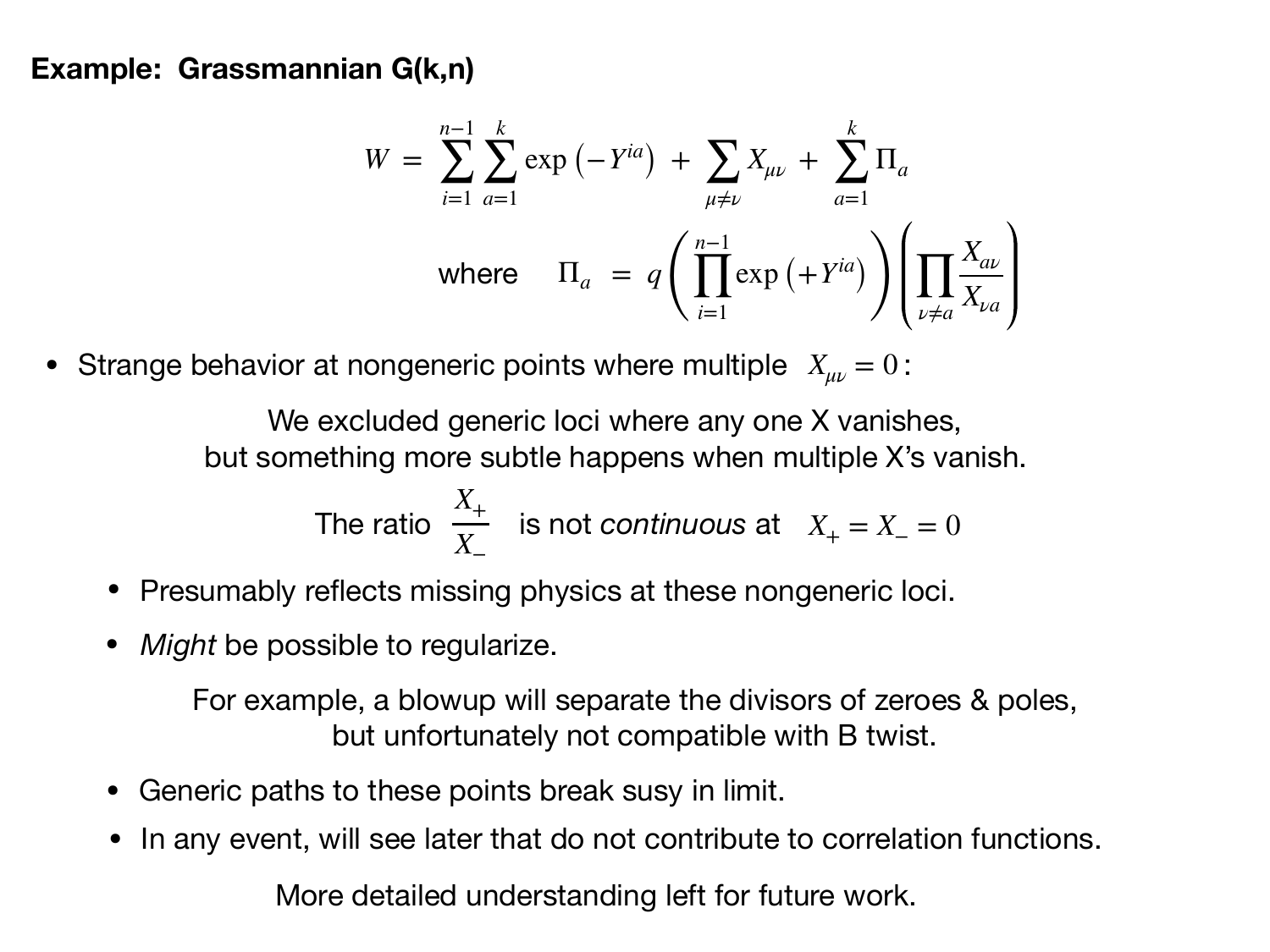**Example: Grassmannian G(k,n)**

$$W \;=\; \sum_{i=1}^{n-1} \sum_{a=1}^{k} \exp\left(-Y^{ia}\right) \;+\; \sum_{\mu \neq \nu} X_{\mu\nu} \;+\; \sum_{a=1}^{k} \Pi_a$$

$$\text{where} \quad \Pi_a \;=\; q \left( \prod_{i=1}^{n-1} \exp\left(+Y^{ia}\right) \right) \left( \prod_{\nu \neq a} \frac{X_{a\nu}}{X_{\nu a}} \right)$$

- Strange behavior at nongeneric points where multiple $X_{\mu\nu} = 0$:

  We excluded generic loci where any one X vanishes,
  but something more subtle happens when multiple X's vanish.

  The ratio $\frac{X_+}{X_-}$ is not *continuous* at $X_+ = X_- = 0$

  - Presumably reflects missing physics at these nongeneric loci.
  - *Might* be possible to regularize.

    For example, a blowup will separate the divisors of zeroes & poles,
    but unfortunately not compatible with B twist.

  - Generic paths to these points break susy in limit.
  - In any event, will see later that do not contribute to correlation functions.

  More detailed understanding left for future work.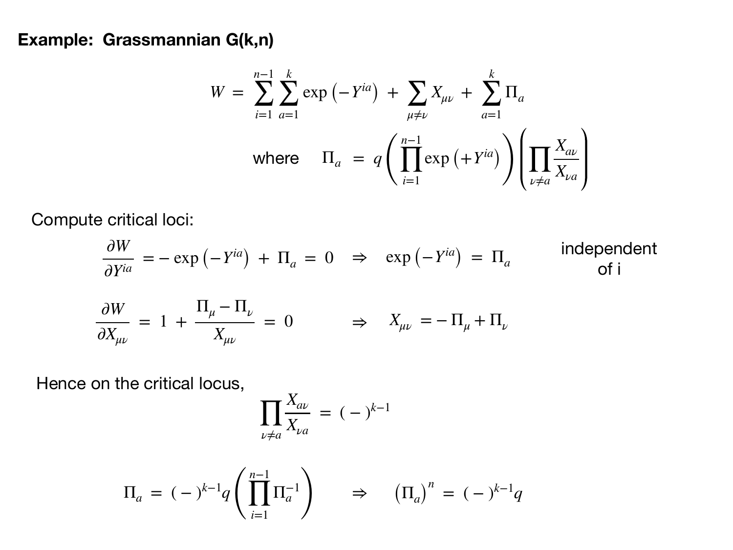**Example: Grassmannian G(k,n)**

$$W \;=\; \sum_{i=1}^{n-1} \sum_{a=1}^{k} \exp\left(-Y^{ia}\right) \;+\; \sum_{\mu \neq \nu} X_{\mu\nu} \;+\; \sum_{a=1}^{k} \Pi_a$$

$$\text{where} \quad \Pi_a \;=\; q \left( \prod_{i=1}^{n-1} \exp\left(+Y^{ia}\right) \right) \left( \prod_{\nu \neq a} \frac{X_{a\nu}}{X_{\nu a}} \right)$$

Compute critical loci:

$$\frac{\partial W}{\partial Y^{ia}} = -\exp\left(-Y^{ia}\right) \;+\; \Pi_a \;=\; 0 \quad \Rightarrow \quad \exp\left(-Y^{ia}\right) \;=\; \Pi_a$$

independent of i

$$\frac{\partial W}{\partial X_{\mu\nu}} \;=\; 1 \;+\; \frac{\Pi_\mu - \Pi_\nu}{X_{\mu\nu}} \;=\; 0 \qquad \Rightarrow \quad X_{\mu\nu} \;= -\Pi_\mu + \Pi_\nu$$

Hence on the critical locus,

$$\prod_{\nu \neq a} \frac{X_{a\nu}}{X_{\nu a}} \;=\; (-)^{k-1}$$

$$\Pi_a \;=\; (-)^{k-1} q \left( \prod_{i=1}^{n-1} \Pi_a^{-1} \right) \qquad \Rightarrow \qquad \left(\Pi_a\right)^n \;=\; (-)^{k-1} q$$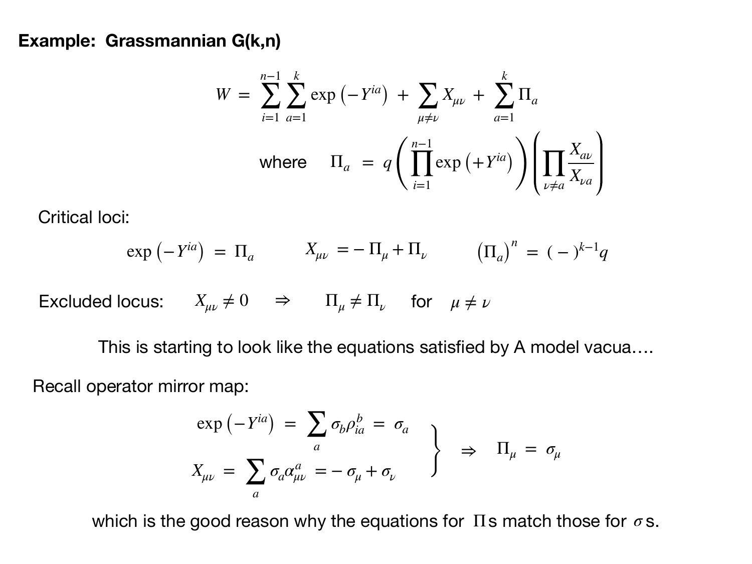**Example: Grassmannian G(k,n)**

$$W \;=\; \sum_{i=1}^{n-1} \sum_{a=1}^{k} \exp\left(-Y^{ia}\right) \;+\; \sum_{\mu \neq \nu} X_{\mu\nu} \;+\; \sum_{a=1}^{k} \Pi_a$$

$$\text{where} \quad \Pi_a \;=\; q \left( \prod_{i=1}^{n-1} \exp\left(+Y^{ia}\right) \right) \left( \prod_{\nu \neq a} \frac{X_{a\nu}}{X_{\nu a}} \right)$$

Critical loci:

$$\exp\left(-Y^{ia}\right) \;=\; \Pi_a \qquad\qquad X_{\mu\nu} \;= -\,\Pi_\mu + \Pi_\nu \qquad\qquad \left(\Pi_a\right)^n \;=\; (\,-\,)^{k-1} q$$

Excluded locus: $\quad X_{\mu\nu} \neq 0 \quad \Rightarrow \quad \Pi_\mu \neq \Pi_\nu \quad$ for $\quad \mu \neq \nu$

This is starting to look like the equations satisfied by A model vacua….

Recall operator mirror map:

$$\left.\begin{array}{l} \exp\left(-Y^{ia}\right) \;=\; \sum_a \sigma_b \rho^b_{ia} \;=\; \sigma_a \\ X_{\mu\nu} \;=\; \sum_a \sigma_a \alpha^a_{\mu\nu} \;= -\,\sigma_\mu + \sigma_\nu \end{array}\right\} \;\Rightarrow\; \Pi_\mu \;=\; \sigma_\mu$$

which is the good reason why the equations for $\Pi$s match those for $\sigma$s.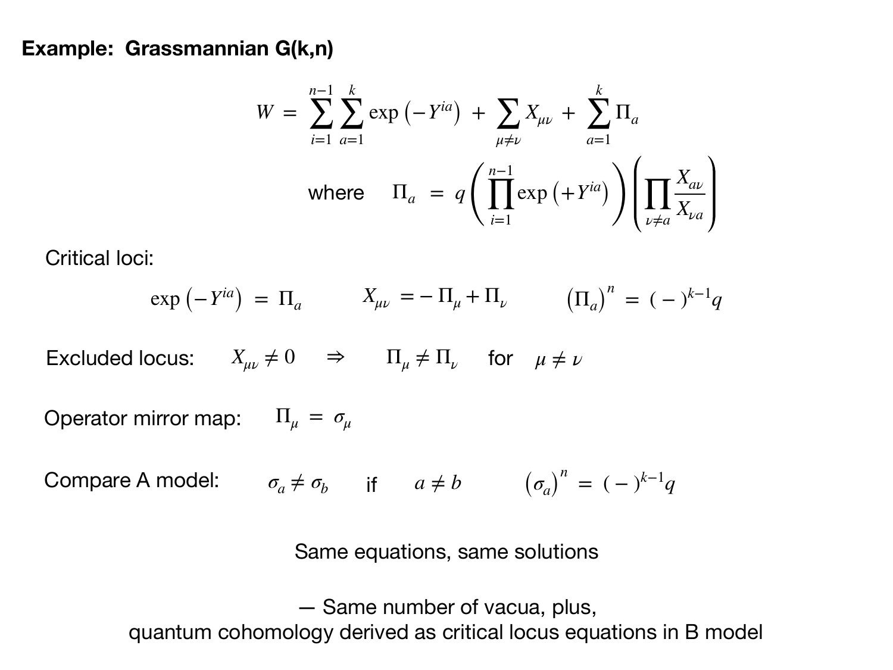**Example: Grassmannian G(k,n)**

$$W = \sum_{i=1}^{n-1} \sum_{a=1}^{k} \exp\left(-Y^{ia}\right) + \sum_{\mu \neq \nu} X_{\mu\nu} + \sum_{a=1}^{k} \Pi_a$$

$$\text{where} \quad \Pi_a = q \left( \prod_{i=1}^{n-1} \exp\left(+Y^{ia}\right) \right) \left( \prod_{\nu \neq a} \frac{X_{a\nu}}{X_{\nu a}} \right)$$

Critical loci:

$$\exp\left(-Y^{ia}\right) = \Pi_a \qquad X_{\mu\nu} = -\Pi_\mu + \Pi_\nu \qquad \left(\Pi_a\right)^n = (-)^{k-1} q$$

Excluded locus: $X_{\mu\nu} \neq 0 \quad \Rightarrow \quad \Pi_\mu \neq \Pi_\nu$ for $\mu \neq \nu$

Operator mirror map: $\Pi_\mu = \sigma_\mu$

Compare A model: $\sigma_a \neq \sigma_b$ if $a \neq b \qquad \left(\sigma_a\right)^n = (-)^{k-1} q$

Same equations, same solutions

— Same number of vacua, plus,
quantum cohomology derived as critical locus equations in B model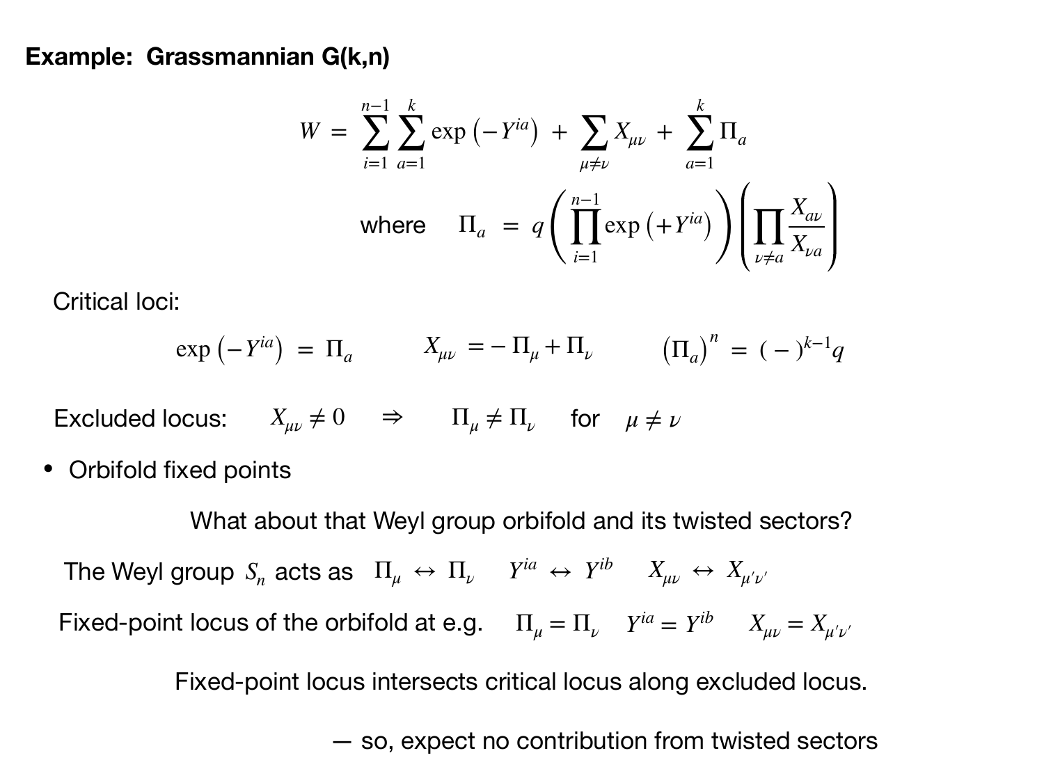**Example: Grassmannian G(k,n)**

$$W \;=\; \sum_{i=1}^{n-1} \sum_{a=1}^{k} \exp\left(-Y^{ia}\right) \;+\; \sum_{\mu \neq \nu} X_{\mu\nu} \;+\; \sum_{a=1}^{k} \Pi_a$$

$$\text{where} \quad \Pi_a \;=\; q \left( \prod_{i=1}^{n-1} \exp\left(+Y^{ia}\right) \right) \left( \prod_{\nu \neq a} \frac{X_{a\nu}}{X_{\nu a}} \right)$$

Critical loci:

$$\exp\left(-Y^{ia}\right) \;=\; \Pi_a \qquad\qquad X_{\mu\nu} \;=\; -\,\Pi_\mu + \Pi_\nu \qquad\qquad \left(\Pi_a\right)^n \;=\; (\,-\,)^{k-1} q$$

Excluded locus: $\quad X_{\mu\nu} \neq 0 \quad \Rightarrow \quad \Pi_\mu \neq \Pi_\nu \quad$ for $\quad \mu \neq \nu$

- Orbifold fixed points

What about that Weyl group orbifold and its twisted sectors?

The Weyl group $S_n$ acts as $\quad \Pi_\mu \leftrightarrow \Pi_\nu \quad Y^{ia} \leftrightarrow Y^{ib} \quad X_{\mu\nu} \leftrightarrow X_{\mu'\nu'}$

Fixed-point locus of the orbifold at e.g. $\quad \Pi_\mu = \Pi_\nu \quad Y^{ia} = Y^{ib} \quad X_{\mu\nu} = X_{\mu'\nu'}$

Fixed-point locus intersects critical locus along excluded locus.

— so, expect no contribution from twisted sectors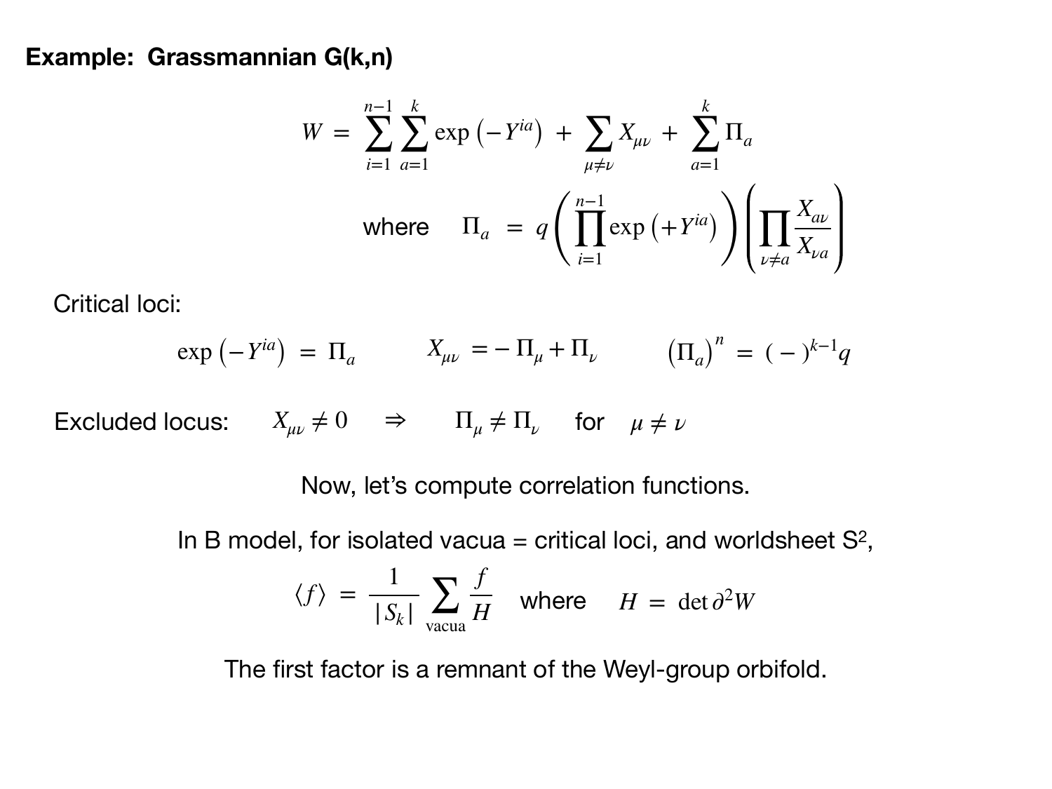**Example: Grassmannian G(k,n)**

$$W \;=\; \sum_{i=1}^{n-1}\sum_{a=1}^{k} \exp\left(-Y^{ia}\right) \;+\; \sum_{\mu\neq\nu} X_{\mu\nu} \;+\; \sum_{a=1}^{k} \Pi_a$$

$$\text{where} \quad \Pi_a \;=\; q\left(\prod_{i=1}^{n-1} \exp\left(+Y^{ia}\right)\right)\left(\prod_{\nu\neq a} \frac{X_{a\nu}}{X_{\nu a}}\right)$$

Critical loci:

$$\exp\left(-Y^{ia}\right) \;=\; \Pi_a \qquad X_{\mu\nu} \;=-\,\Pi_\mu + \Pi_\nu \qquad \left(\Pi_a\right)^n \;=\; (-)^{k-1} q$$

Excluded locus: $\quad X_{\mu\nu} \neq 0 \quad \Rightarrow \quad \Pi_\mu \neq \Pi_\nu \quad$ for $\quad \mu \neq \nu$

Now, let's compute correlation functions.

In B model, for isolated vacua = critical loci, and worldsheet $S^2$,

$$\langle f \rangle \;=\; \frac{1}{|S_k|} \sum_{\text{vacua}} \frac{f}{H} \quad \text{where} \quad H \;=\; \det \partial^2 W$$

The first factor is a remnant of the Weyl-group orbifold.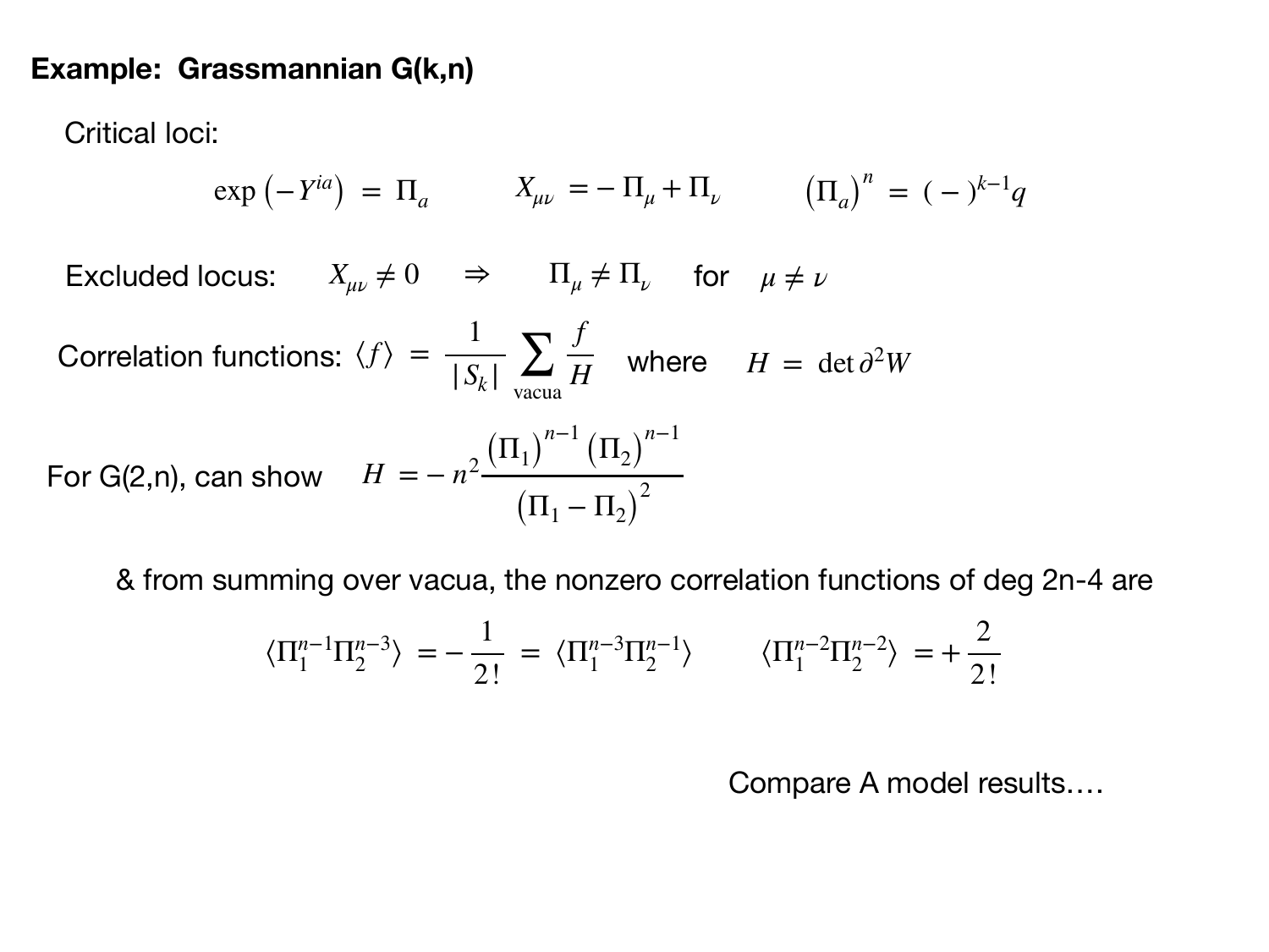**Example: Grassmannian G(k,n)**

Critical loci:

$$\exp\left(-Y^{ia}\right) = \Pi_a \qquad X_{\mu\nu} = -\Pi_\mu + \Pi_\nu \qquad \left(\Pi_a\right)^n = (-)^{k-1} q$$

Excluded locus: $X_{\mu\nu} \neq 0 \quad \Rightarrow \quad \Pi_\mu \neq \Pi_\nu$ for $\mu \neq \nu$

Correlation functions: $\langle f \rangle = \dfrac{1}{|S_k|} \displaystyle\sum_{\text{vacua}} \dfrac{f}{H}$ where $H = \det \partial^2 W$

For G(2,n), can show $H = -n^2 \dfrac{\left(\Pi_1\right)^{n-1}\left(\Pi_2\right)^{n-1}}{\left(\Pi_1 - \Pi_2\right)^2}$

& from summing over vacua, the nonzero correlation functions of deg 2n-4 are

$$\langle \Pi_1^{n-1} \Pi_2^{n-3} \rangle = -\frac{1}{2!} = \langle \Pi_1^{n-3} \Pi_2^{n-1} \rangle \qquad \langle \Pi_1^{n-2} \Pi_2^{n-2} \rangle = +\frac{2}{2!}$$

Compare A model results….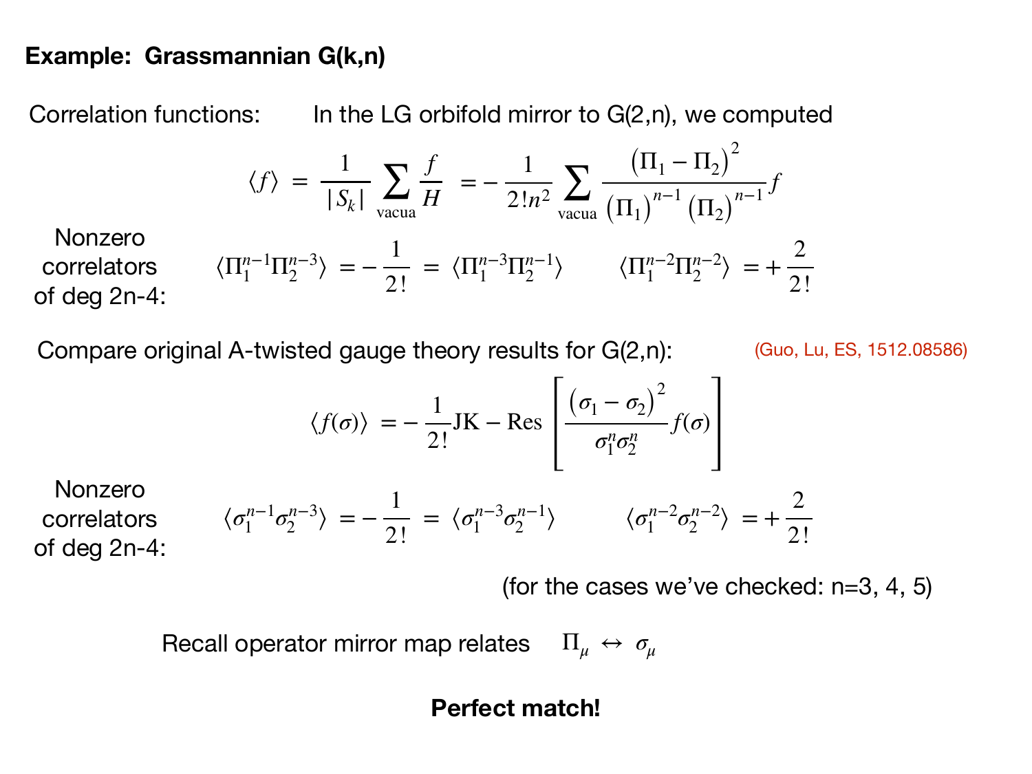**Example: Grassmannian G(k,n)**

Correlation functions: In the LG orbifold mirror to G(2,n), we computed

$$\langle f \rangle = \frac{1}{|S_k|} \sum_{\text{vacua}} \frac{f}{H} = -\frac{1}{2!n^2} \sum_{\text{vacua}} \frac{\left(\Pi_1 - \Pi_2\right)^2}{\left(\Pi_1\right)^{n-1}\left(\Pi_2\right)^{n-1}} f$$

Nonzero correlators of deg 2n-4:

$$\langle \Pi_1^{n-1} \Pi_2^{n-3} \rangle = -\frac{1}{2!} = \langle \Pi_1^{n-3} \Pi_2^{n-1} \rangle \qquad \langle \Pi_1^{n-2} \Pi_2^{n-2} \rangle = +\frac{2}{2!}$$

Compare original A-twisted gauge theory results for G(2,n): (Guo, Lu, ES, 1512.08586)

$$\langle f(\sigma) \rangle = -\frac{1}{2!} \text{JK} - \text{Res}\left[ \frac{\left(\sigma_1 - \sigma_2\right)^2}{\sigma_1^n \sigma_2^n} f(\sigma) \right]$$

Nonzero correlators of deg 2n-4:

$$\langle \sigma_1^{n-1} \sigma_2^{n-3} \rangle = -\frac{1}{2!} = \langle \sigma_1^{n-3} \sigma_2^{n-1} \rangle \qquad \langle \sigma_1^{n-2} \sigma_2^{n-2} \rangle = +\frac{2}{2!}$$

(for the cases we've checked: n=3, 4, 5)

Recall operator mirror map relates $\Pi_\mu \leftrightarrow \sigma_\mu$

**Perfect match!**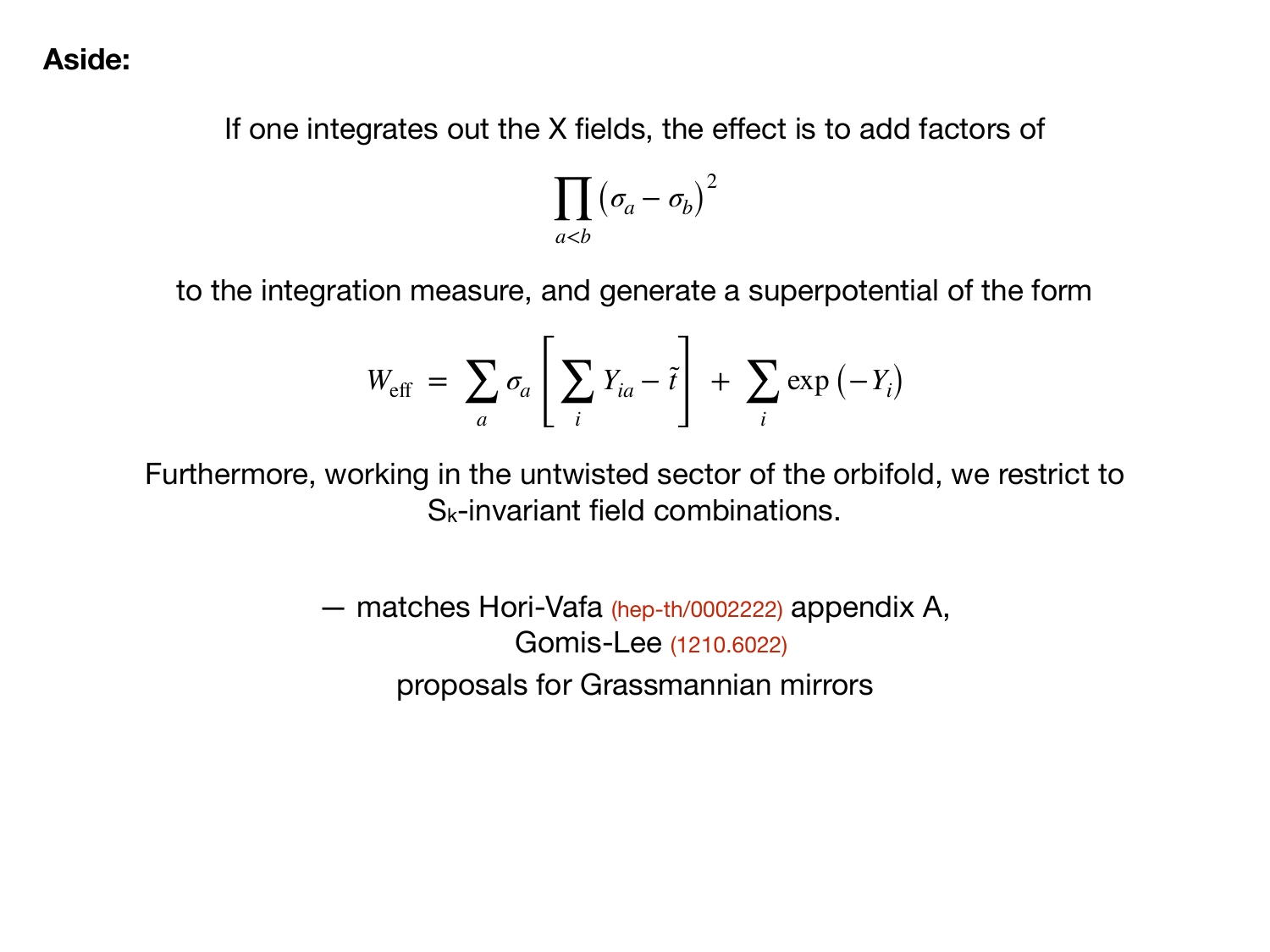**Aside:**

If one integrates out the X fields, the effect is to add factors of

$$\prod_{a<b} \left(\sigma_a - \sigma_b\right)^2$$

to the integration measure, and generate a superpotential of the form

$$W_{\rm eff} \; = \; \sum_a \sigma_a \left[ \sum_i Y_{ia} - \tilde{t} \right] \; + \; \sum_i \exp\left(-Y_i\right)$$

Furthermore, working in the untwisted sector of the orbifold, we restrict to $S_k$-invariant field combinations.

— matches Hori-Vafa (hep-th/0002222) appendix A,
Gomis-Lee (1210.6022)
proposals for Grassmannian mirrors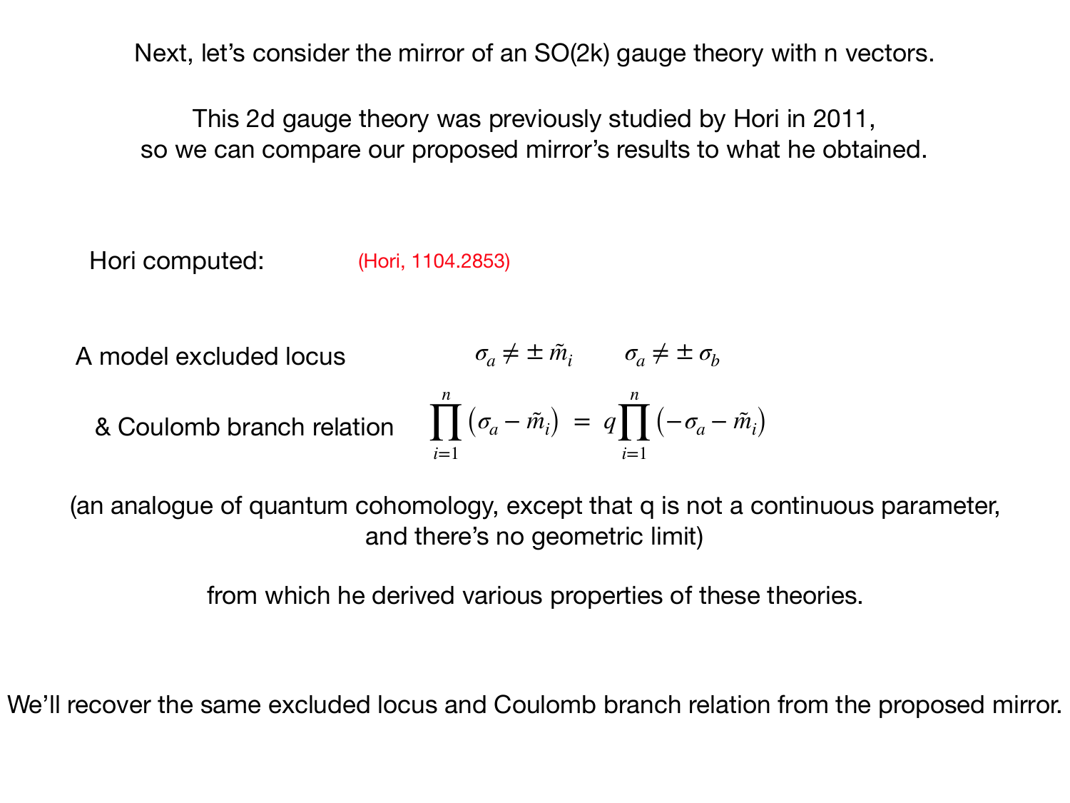Next, let's consider the mirror of an SO(2k) gauge theory with n vectors.

This 2d gauge theory was previously studied by Hori in 2011,
so we can compare our proposed mirror's results to what he obtained.

Hori computed: (Hori, 1104.2853)

A model excluded locus $\sigma_a \neq \pm \tilde{m}_i \qquad \sigma_a \neq \pm \sigma_b$

& Coulomb branch relation

$$\prod_{i=1}^{n} \left( \sigma_a - \tilde{m}_i \right) \; = \; q \prod_{i=1}^{n} \left( -\sigma_a - \tilde{m}_i \right)$$

(an analogue of quantum cohomology, except that q is not a continuous parameter,
and there's no geometric limit)

from which he derived various properties of these theories.

We'll recover the same excluded locus and Coulomb branch relation from the proposed mirror.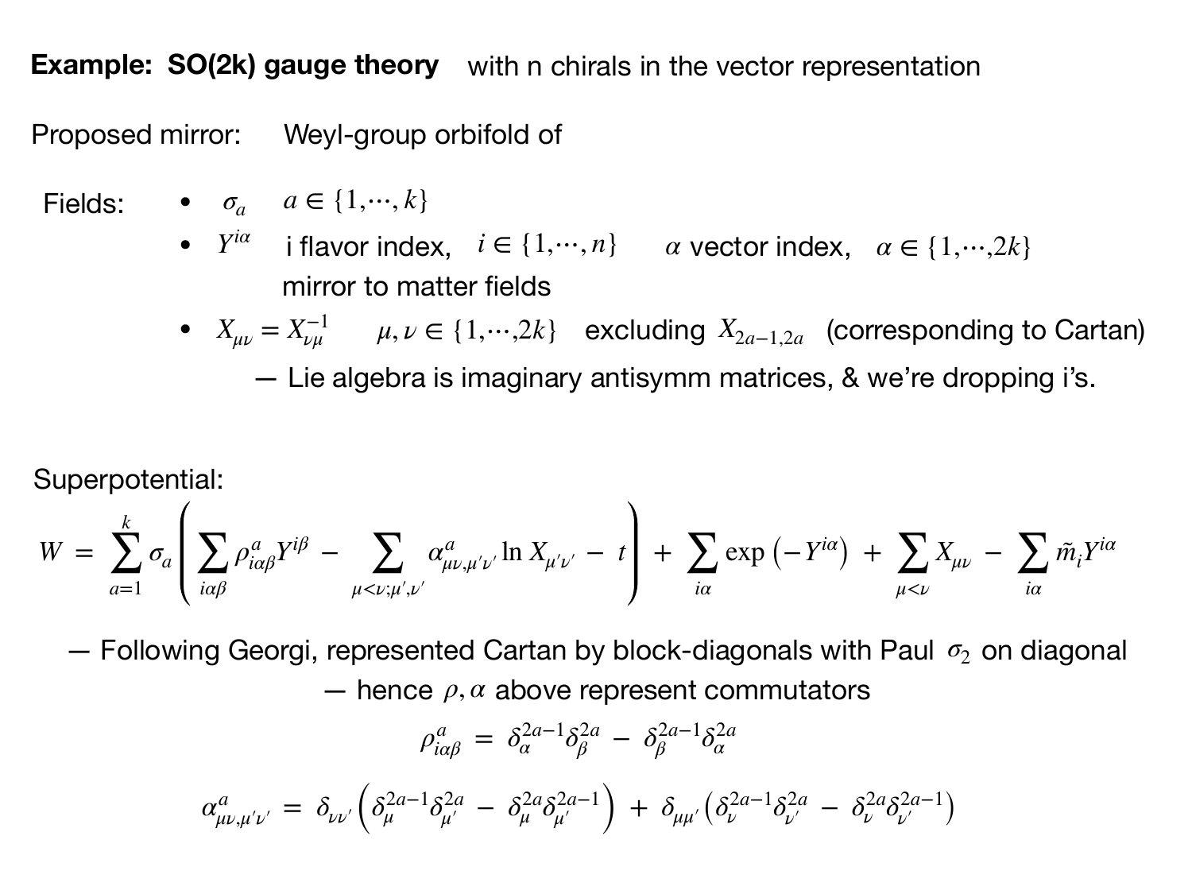**Example: SO(2k) gauge theory** with n chirals in the vector representation

Proposed mirror: Weyl-group orbifold of

Fields:

- $\sigma_a \quad a \in \{1, \cdots, k\}$
- $Y^{i\alpha}$ i flavor index, $i \in \{1, \cdots, n\}$ $\alpha$ vector index, $\alpha \in \{1, \cdots, 2k\}$
  mirror to matter fields
- $X_{\mu\nu} = X_{\nu\mu}^{-1} \quad \mu, \nu \in \{1, \cdots 2k\}$ excluding $X_{2a-1,2a}$ (corresponding to Cartan)
  — Lie algebra is imaginary antisymm matrices, & we're dropping i's.

Superpotential:

$$W = \sum_{a=1}^{k} \sigma_a \left( \sum_{i\alpha\beta} \rho^a_{i\alpha\beta} Y^{i\beta} - \sum_{\mu<\nu;\mu',\nu'} \alpha^a_{\mu\nu,\mu'\nu'} \ln X_{\mu'\nu'} - t \right) + \sum_{i\alpha} \exp\left(-Y^{i\alpha}\right) + \sum_{\mu<\nu} X_{\mu\nu} - \sum_{i\alpha} \tilde{m}_i Y^{i\alpha}$$

— Following Georgi, represented Cartan by block-diagonals with Paul $\sigma_2$ on diagonal
— hence $\rho, \alpha$ above represent commutators

$$\rho^a_{i\alpha\beta} = \delta^{2a-1}_{\alpha} \delta^{2a}_{\beta} - \delta^{2a-1}_{\beta} \delta^{2a}_{\alpha}$$

$$\alpha^a_{\mu\nu,\mu'\nu'} = \delta_{\nu\nu'} \left( \delta^{2a-1}_{\mu} \delta^{2a}_{\mu'} - \delta^{2a}_{\mu} \delta^{2a-1}_{\mu'} \right) + \delta_{\mu\mu'} \left( \delta^{2a-1}_{\nu} \delta^{2a}_{\nu'} - \delta^{2a}_{\nu} \delta^{2a-1}_{\nu'} \right)$$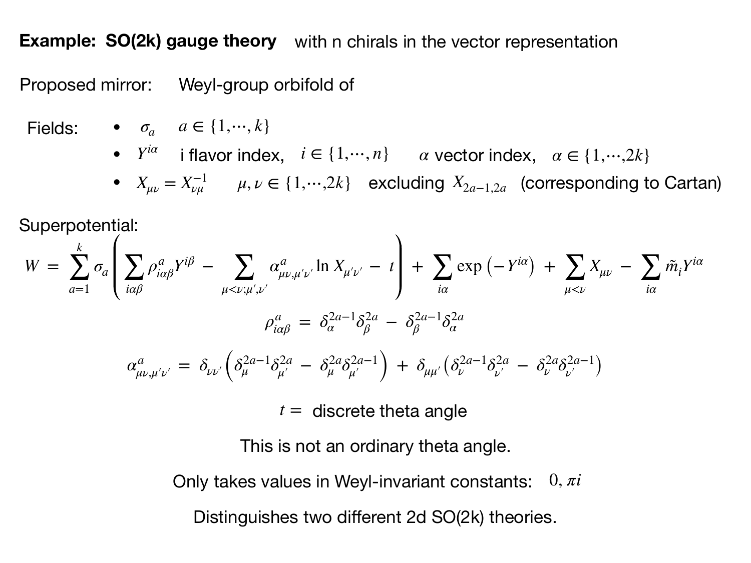**Example: SO(2k) gauge theory** with n chirals in the vector representation

Proposed mirror: Weyl-group orbifold of

Fields:

- $\sigma_a \quad a \in \{1, \cdots, k\}$
- $Y^{i\alpha}$ i flavor index, $i \in \{1, \cdots, n\}$ $\alpha$ vector index, $\alpha \in \{1, \cdots, 2k\}$
- $X_{\mu\nu} = X_{\nu\mu}^{-1} \quad \mu, \nu \in \{1, \cdots 2k\}$ excluding $X_{2a-1,2a}$ (corresponding to Cartan)

Superpotential:

$$W = \sum_{a=1}^{k} \sigma_a \left( \sum_{i\alpha\beta} \rho^a_{i\alpha\beta} Y^{i\beta} - \sum_{\mu<\nu;\mu',\nu'} \alpha^a_{\mu\nu,\mu'\nu'} \ln X_{\mu'\nu'} - t \right) + \sum_{i\alpha} \exp\left(-Y^{i\alpha}\right) + \sum_{\mu<\nu} X_{\mu\nu} - \sum_{i\alpha} \tilde{m}_i Y^{i\alpha}$$

$$\rho^a_{i\alpha\beta} = \delta^{2a-1}_{\alpha} \delta^{2a}_{\beta} - \delta^{2a-1}_{\beta} \delta^{2a}_{\alpha}$$

$$\alpha^a_{\mu\nu,\mu'\nu'} = \delta_{\nu\nu'} \left( \delta^{2a-1}_{\mu} \delta^{2a}_{\mu'} - \delta^{2a}_{\mu} \delta^{2a-1}_{\mu'} \right) + \delta_{\mu\mu'} \left( \delta^{2a-1}_{\nu} \delta^{2a}_{\nu'} - \delta^{2a}_{\nu} \delta^{2a-1}_{\nu'} \right)$$

$t =$ discrete theta angle

This is not an ordinary theta angle.

Only takes values in Weyl-invariant constants: $0, \pi i$

Distinguishes two different 2d SO(2k) theories.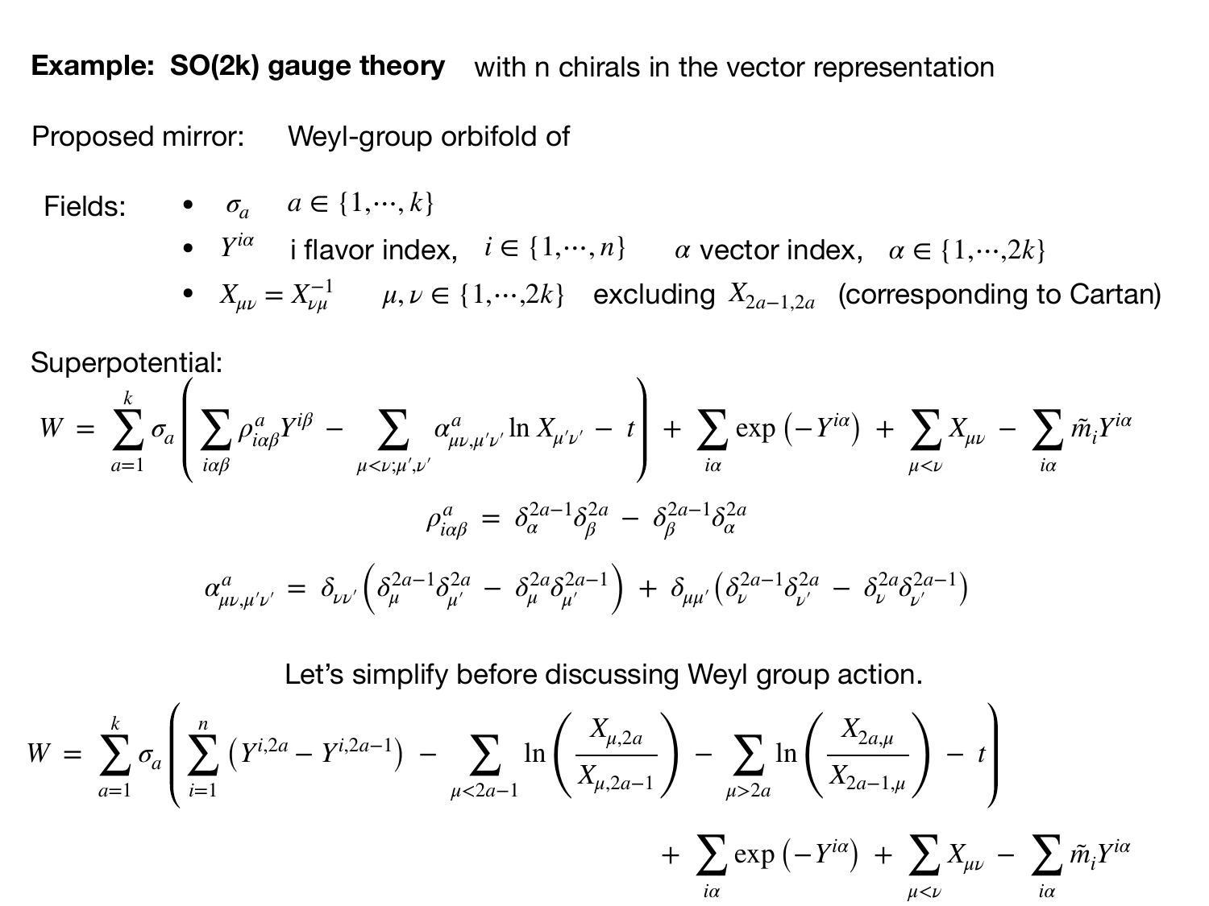**Example: SO(2k) gauge theory** with n chirals in the vector representation

Proposed mirror: Weyl-group orbifold of

Fields:

- $\sigma_a \quad a \in \{1, \cdots, k\}$
- $Y^{i\alpha}$ i flavor index, $i \in \{1, \cdots, n\}$ $\alpha$ vector index, $\alpha \in \{1, \cdots, 2k\}$
- $X_{\mu\nu} = X_{\nu\mu}^{-1} \quad \mu, \nu \in \{1, \cdots 2k\}$ excluding $X_{2a-1,2a}$ (corresponding to Cartan)

Superpotential:

$$W = \sum_{a=1}^{k} \sigma_a \left( \sum_{i\alpha\beta} \rho^a_{i\alpha\beta} Y^{i\beta} - \sum_{\mu<\nu;\mu',\nu'} \alpha^a_{\mu\nu,\mu'\nu'} \ln X_{\mu'\nu'} - t \right) + \sum_{i\alpha} \exp\left(-Y^{i\alpha}\right) + \sum_{\mu<\nu} X_{\mu\nu} - \sum_{i\alpha} \tilde{m}_i Y^{i\alpha}$$

$$\rho^a_{i\alpha\beta} = \delta^{2a-1}_{\alpha}\delta^{2a}_{\beta} - \delta^{2a-1}_{\beta}\delta^{2a}_{\alpha}$$

$$\alpha^a_{\mu\nu,\mu'\nu'} = \delta_{\nu\nu'}\left(\delta^{2a-1}_{\mu}\delta^{2a}_{\mu'} - \delta^{2a}_{\mu}\delta^{2a-1}_{\mu'}\right) + \delta_{\mu\mu'}\left(\delta^{2a-1}_{\nu}\delta^{2a}_{\nu'} - \delta^{2a}_{\nu}\delta^{2a-1}_{\nu'}\right)$$

Let's simplify before discussing Weyl group action.

$$W = \sum_{a=1}^{k} \sigma_a \left( \sum_{i=1}^{n} \left(Y^{i,2a} - Y^{i,2a-1}\right) - \sum_{\mu<2a-1} \ln\left(\frac{X_{\mu,2a}}{X_{\mu,2a-1}}\right) - \sum_{\mu>2a} \ln\left(\frac{X_{2a,\mu}}{X_{2a-1,\mu}}\right) - t \right)$$

$$+ \sum_{i\alpha} \exp\left(-Y^{i\alpha}\right) + \sum_{\mu<\nu} X_{\mu\nu} - \sum_{i\alpha} \tilde{m}_i Y^{i\alpha}$$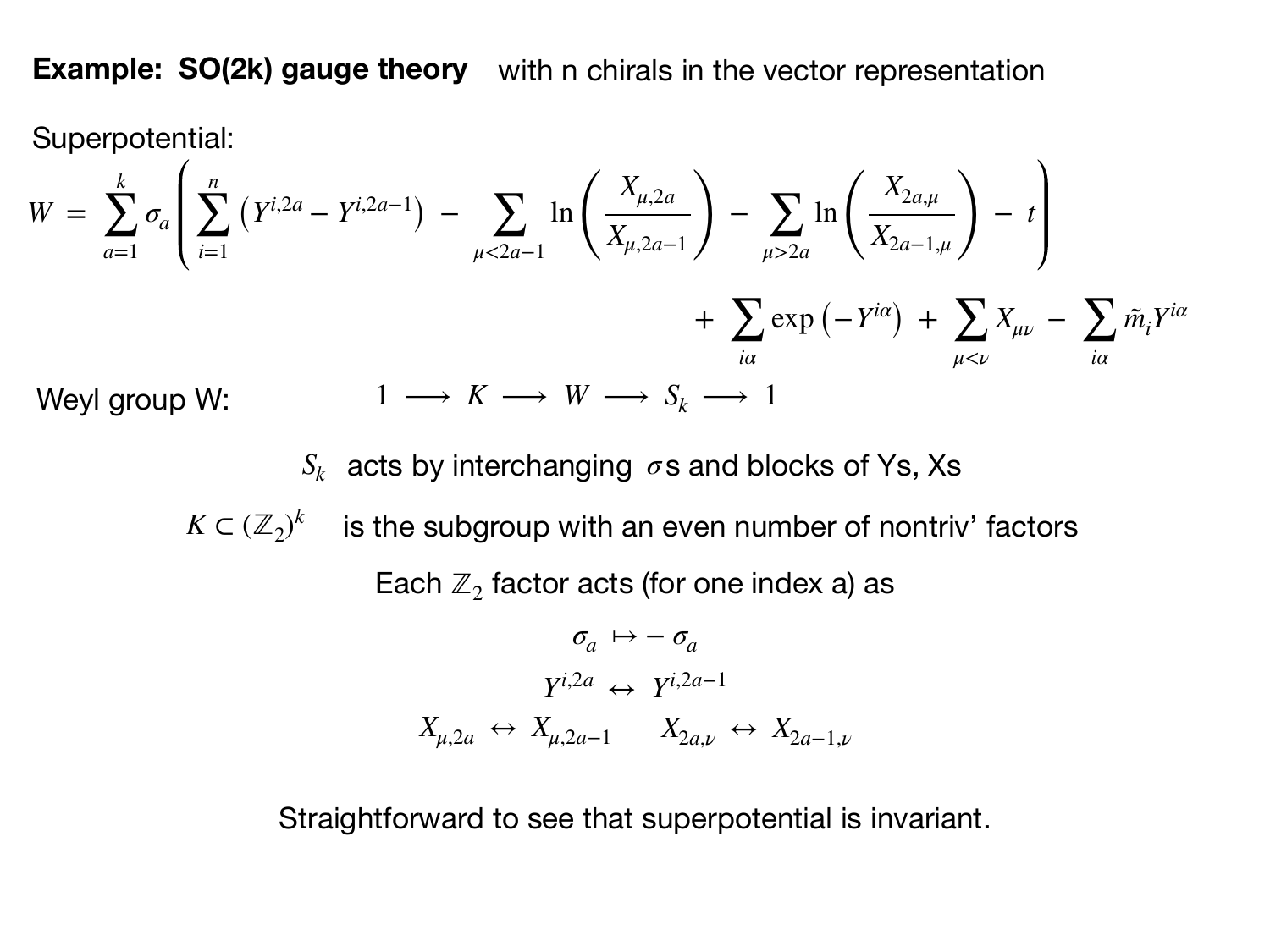**Example: SO(2k) gauge theory** with n chirals in the vector representation

Superpotential:

$$
W = \sum_{a=1}^{k} \sigma_a \left( \sum_{i=1}^{n} \left( Y^{i,2a} - Y^{i,2a-1} \right) - \sum_{\mu < 2a-1} \ln \left( \frac{X_{\mu,2a}}{X_{\mu,2a-1}} \right) - \sum_{\mu > 2a} \ln \left( \frac{X_{2a,\mu}}{X_{2a-1,\mu}} \right) - t \right)
$$

$$
+ \sum_{i\alpha} \exp\left(-Y^{i\alpha}\right) + \sum_{\mu<\nu} X_{\mu\nu} - \sum_{i\alpha} \tilde{m}_i Y^{i\alpha}
$$

Weyl group W: $1 \longrightarrow K \longrightarrow W \longrightarrow S_k \longrightarrow 1$

$S_k$ acts by interchanging $\sigma$s and blocks of Ys, Xs

$K \subset (\mathbb{Z}_2)^k$ is the subgroup with an even number of nontriv' factors

Each $\mathbb{Z}_2$ factor acts (for one index a) as

$$
\sigma_a \mapsto -\sigma_a
$$

$$
Y^{i,2a} \leftrightarrow Y^{i,2a-1}
$$

$$
X_{\mu,2a} \leftrightarrow X_{\mu,2a-1} \qquad X_{2a,\nu} \leftrightarrow X_{2a-1,\nu}
$$

Straightforward to see that superpotential is invariant.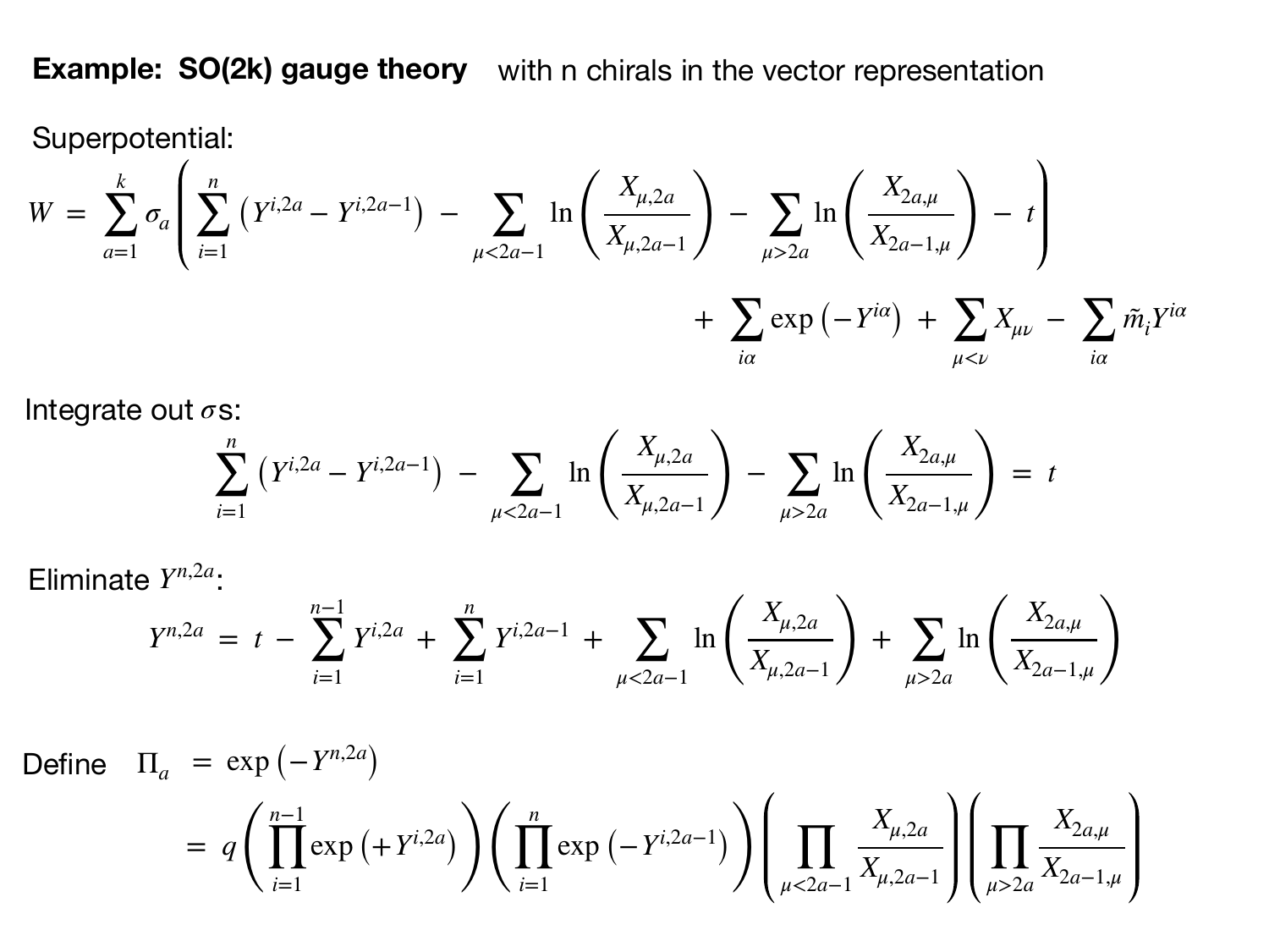**Example: SO(2k) gauge theory** with n chirals in the vector representation

Superpotential:

$$
W = \sum_{a=1}^{k} \sigma_a \left( \sum_{i=1}^{n} \left( Y^{i,2a} - Y^{i,2a-1} \right) - \sum_{\mu < 2a-1} \ln \left( \frac{X_{\mu,2a}}{X_{\mu,2a-1}} \right) - \sum_{\mu > 2a} \ln \left( \frac{X_{2a,\mu}}{X_{2a-1,\mu}} \right) - t \right)
$$

$$
+ \sum_{i\alpha} \exp\left(-Y^{i\alpha}\right) + \sum_{\mu<\nu} X_{\mu\nu} - \sum_{i\alpha} \tilde{m}_i Y^{i\alpha}
$$

Integrate out $\sigma$s:

$$
\sum_{i=1}^{n} \left( Y^{i,2a} - Y^{i,2a-1} \right) - \sum_{\mu < 2a-1} \ln \left( \frac{X_{\mu,2a}}{X_{\mu,2a-1}} \right) - \sum_{\mu > 2a} \ln \left( \frac{X_{2a,\mu}}{X_{2a-1,\mu}} \right) = t
$$

Eliminate $Y^{n,2a}$:

$$
Y^{n,2a} = t - \sum_{i=1}^{n-1} Y^{i,2a} + \sum_{i=1}^{n} Y^{i,2a-1} + \sum_{\mu < 2a-1} \ln \left( \frac{X_{\mu,2a}}{X_{\mu,2a-1}} \right) + \sum_{\mu > 2a} \ln \left( \frac{X_{2a,\mu}}{X_{2a-1,\mu}} \right)
$$

Define $\Pi_a = \exp\left(-Y^{n,2a}\right)$

$$
= q \left( \prod_{i=1}^{n-1} \exp\left(+Y^{i,2a}\right) \right) \left( \prod_{i=1}^{n} \exp\left(-Y^{i,2a-1}\right) \right) \left( \prod_{\mu < 2a-1} \frac{X_{\mu,2a}}{X_{\mu,2a-1}} \right) \left( \prod_{\mu > 2a} \frac{X_{2a,\mu}}{X_{2a-1,\mu}} \right)
$$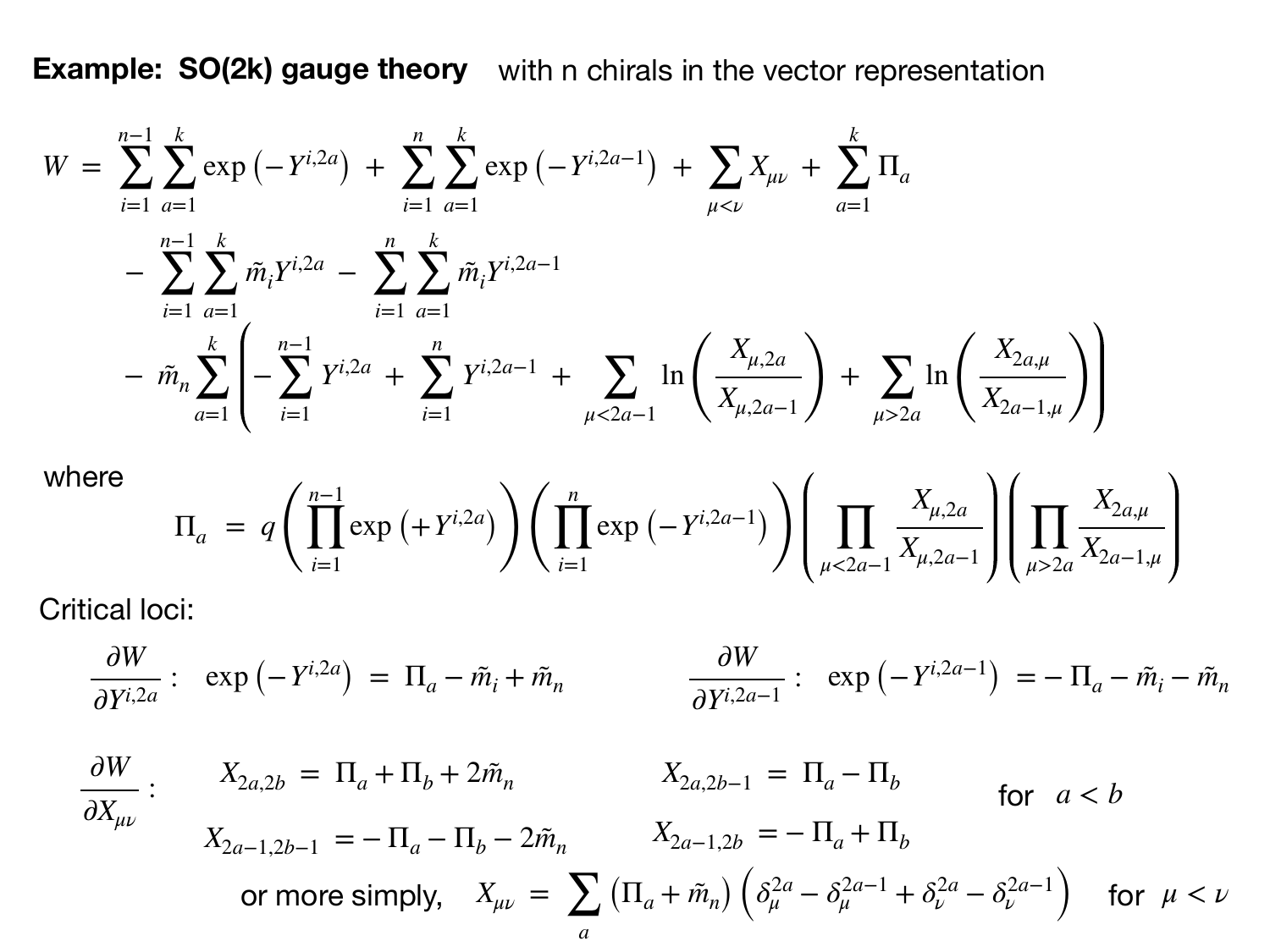**Example: SO(2k) gauge theory** with n chirals in the vector representation

$$
\begin{aligned}
W \;=\; & \sum_{i=1}^{n-1}\sum_{a=1}^{k} \exp\left(-Y^{i,2a}\right) \;+\; \sum_{i=1}^{n}\sum_{a=1}^{k} \exp\left(-Y^{i,2a-1}\right) \;+\; \sum_{\mu<\nu} X_{\mu\nu} \;+\; \sum_{a=1}^{k} \Pi_a \\
& - \sum_{i=1}^{n-1}\sum_{a=1}^{k} \tilde{m}_i Y^{i,2a} \;-\; \sum_{i=1}^{n}\sum_{a=1}^{k} \tilde{m}_i Y^{i,2a-1} \\
& - \tilde{m}_n \sum_{a=1}^{k} \left( -\sum_{i=1}^{n-1} Y^{i,2a} \;+\; \sum_{i=1}^{n} Y^{i,2a-1} \;+\; \sum_{\mu<2a-1} \ln\left(\frac{X_{\mu,2a}}{X_{\mu,2a-1}}\right) \;+\; \sum_{\mu>2a} \ln\left(\frac{X_{2a,\mu}}{X_{2a-1,\mu}}\right) \right)
\end{aligned}
$$

where

$$
\Pi_a \;=\; q \left( \prod_{i=1}^{n-1} \exp\left(+Y^{i,2a}\right) \right) \left( \prod_{i=1}^{n} \exp\left(-Y^{i,2a-1}\right) \right) \left( \prod_{\mu<2a-1} \frac{X_{\mu,2a}}{X_{\mu,2a-1}} \right) \left( \prod_{\mu>2a} \frac{X_{2a,\mu}}{X_{2a-1,\mu}} \right)
$$

Critical loci:

$$
\frac{\partial W}{\partial Y^{i,2a}}: \quad \exp\left(-Y^{i,2a}\right) \;=\; \Pi_a - \tilde{m}_i + \tilde{m}_n \qquad\qquad \frac{\partial W}{\partial Y^{i,2a-1}}: \quad \exp\left(-Y^{i,2a-1}\right) \;=\; -\,\Pi_a - \tilde{m}_i - \tilde{m}_n
$$

$$
\frac{\partial W}{\partial X_{\mu\nu}}: \qquad
\begin{aligned}
X_{2a,2b} \;&=\; \Pi_a + \Pi_b + 2\tilde{m}_n & \qquad X_{2a,2b-1} \;&=\; \Pi_a - \Pi_b \\
X_{2a-1,2b-1} \;&=\; -\,\Pi_a - \Pi_b - 2\tilde{m}_n & \qquad X_{2a-1,2b} \;&=\; -\,\Pi_a + \Pi_b
\end{aligned}
\qquad \text{for } \; a < b
$$

or more simply, $\quad X_{\mu\nu} \;=\; \sum_a \left(\Pi_a + \tilde{m}_n\right) \left(\delta_\mu^{2a} - \delta_\mu^{2a-1} + \delta_\nu^{2a} - \delta_\nu^{2a-1}\right) \quad$ for $\mu < \nu$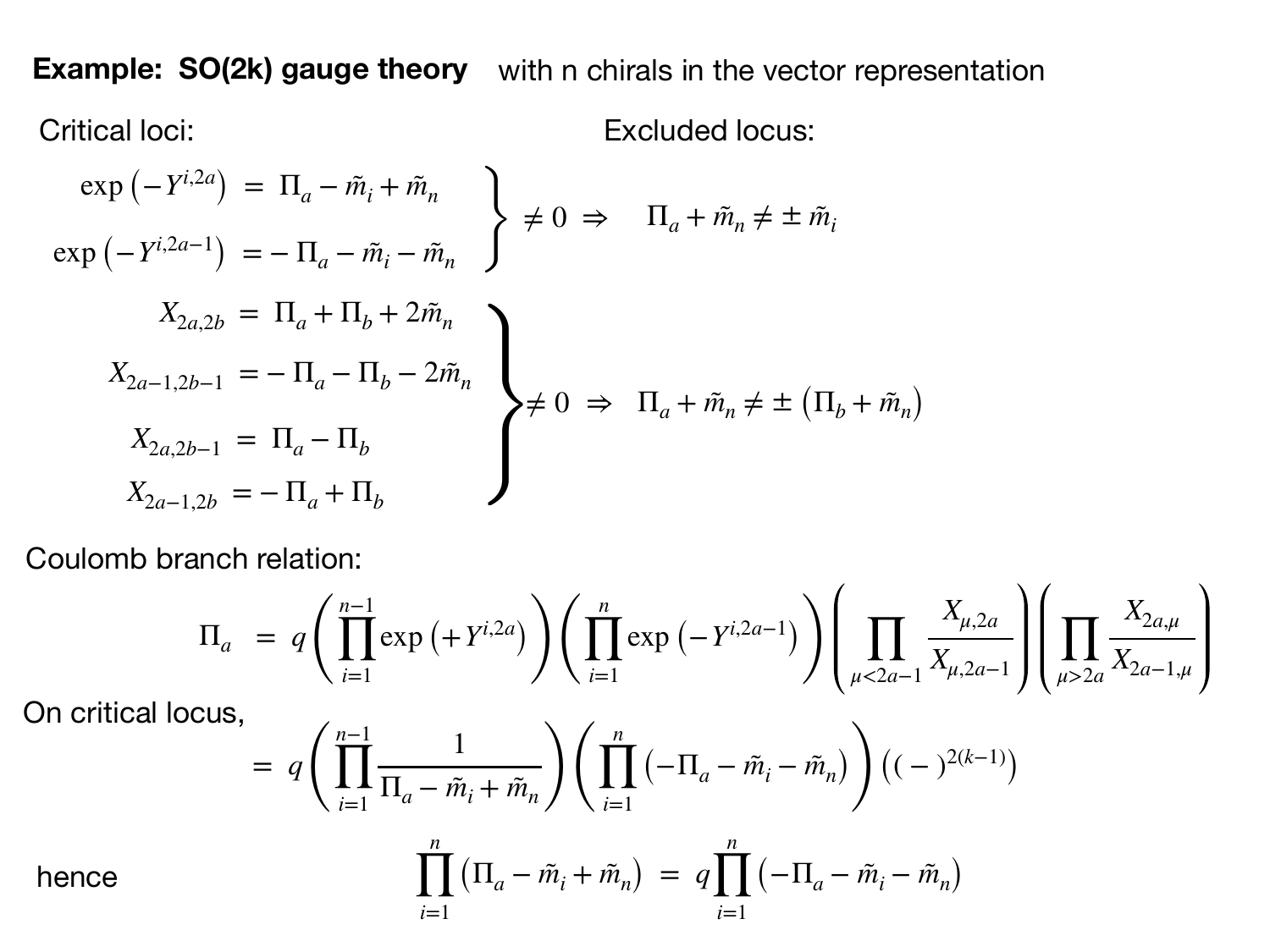**Example: SO(2k) gauge theory** with n chirals in the vector representation

Critical loci:

Excluded locus:

$$\left.\begin{aligned} \exp\left(-Y^{i,2a}\right) &= \Pi_a - \tilde{m}_i + \tilde{m}_n \\ \exp\left(-Y^{i,2a-1}\right) &= -\Pi_a - \tilde{m}_i - \tilde{m}_n \end{aligned}\right\} \neq 0 \;\Rightarrow\; \Pi_a + \tilde{m}_n \neq \pm\, \tilde{m}_i$$

$$\left.\begin{aligned} X_{2a,2b} &= \Pi_a + \Pi_b + 2\tilde{m}_n \\ X_{2a-1,2b-1} &= -\Pi_a - \Pi_b - 2\tilde{m}_n \\ X_{2a,2b-1} &= \Pi_a - \Pi_b \\ X_{2a-1,2b} &= -\Pi_a + \Pi_b \end{aligned}\right\} \neq 0 \;\Rightarrow\; \Pi_a + \tilde{m}_n \neq \pm\left(\Pi_b + \tilde{m}_n\right)$$

Coulomb branch relation:

$$\Pi_a \;=\; q\left(\prod_{i=1}^{n-1} \exp\left(+Y^{i,2a}\right)\right)\left(\prod_{i=1}^{n} \exp\left(-Y^{i,2a-1}\right)\right)\left(\prod_{\mu<2a-1} \frac{X_{\mu,2a}}{X_{\mu,2a-1}}\right)\left(\prod_{\mu>2a} \frac{X_{2a,\mu}}{X_{2a-1,\mu}}\right)$$

On critical locus,

$$= \; q\left(\prod_{i=1}^{n-1} \frac{1}{\Pi_a - \tilde{m}_i + \tilde{m}_n}\right)\left(\prod_{i=1}^{n}\left(-\Pi_a - \tilde{m}_i - \tilde{m}_n\right)\right)\left((-)^{2(k-1)}\right)$$

hence

$$\prod_{i=1}^{n}\left(\Pi_a - \tilde{m}_i + \tilde{m}_n\right) \;=\; q \prod_{i=1}^{n}\left(-\Pi_a - \tilde{m}_i - \tilde{m}_n\right)$$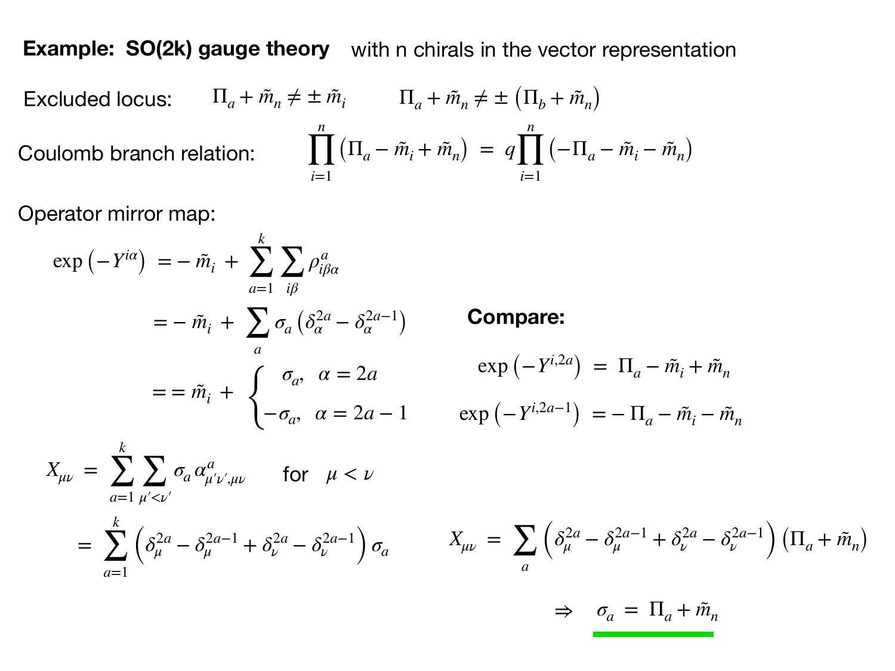**Example: SO(2k) gauge theory** with n chirals in the vector representation

Excluded locus: $\Pi_a + \tilde{m}_n \neq \pm \tilde{m}_i \qquad \Pi_a + \tilde{m}_n \neq \pm \left(\Pi_b + \tilde{m}_n\right)$

Coulomb branch relation: $\displaystyle\prod_{i=1}^{n} \left(\Pi_a - \tilde{m}_i + \tilde{m}_n\right) \;=\; q \prod_{i=1}^{n} \left(-\Pi_a - \tilde{m}_i - \tilde{m}_n\right)$

Operator mirror map:

$$
\begin{aligned}
\exp\left(-Y^{i\alpha}\right) \;&=\; -\,\tilde{m}_i \;+\; \sum_{a=1}^{k} \sum_{i\beta} \rho^{a}_{i\beta\alpha} \\
&=\; -\,\tilde{m}_i \;+\; \sum_{a} \sigma_a \left(\delta^{2a}_{\alpha} - \delta^{2a-1}_{\alpha}\right) \\
&== \tilde{m}_i \;+\; \begin{cases} \sigma_a, & \alpha = 2a \\ -\sigma_a, & \alpha = 2a-1 \end{cases}
\end{aligned}
$$

**Compare:**

$$
\exp\left(-Y^{i,2a}\right) \;=\; \Pi_a - \tilde{m}_i + \tilde{m}_n
$$

$$
\exp\left(-Y^{i,2a-1}\right) \;=\; -\,\Pi_a - \tilde{m}_i - \tilde{m}_n
$$

$$
\begin{aligned}
X_{\mu\nu} \;&=\; \sum_{a=1}^{k} \sum_{\mu'<\nu'} \sigma_a \, \alpha^{a}_{\mu'\nu',\mu\nu} \qquad \text{for} \quad \mu < \nu \\
&=\; \sum_{a=1}^{k} \left(\delta^{2a}_{\mu} - \delta^{2a-1}_{\mu} + \delta^{2a}_{\nu} - \delta^{2a-1}_{\nu}\right) \sigma_a
\end{aligned}
$$

$$
X_{\mu\nu} \;=\; \sum_{a} \left(\delta^{2a}_{\mu} - \delta^{2a-1}_{\mu} + \delta^{2a}_{\nu} - \delta^{2a-1}_{\nu}\right) \left(\Pi_a + \tilde{m}_n\right)
$$

$$
\Rightarrow \quad \sigma_a \;=\; \Pi_a + \tilde{m}_n
$$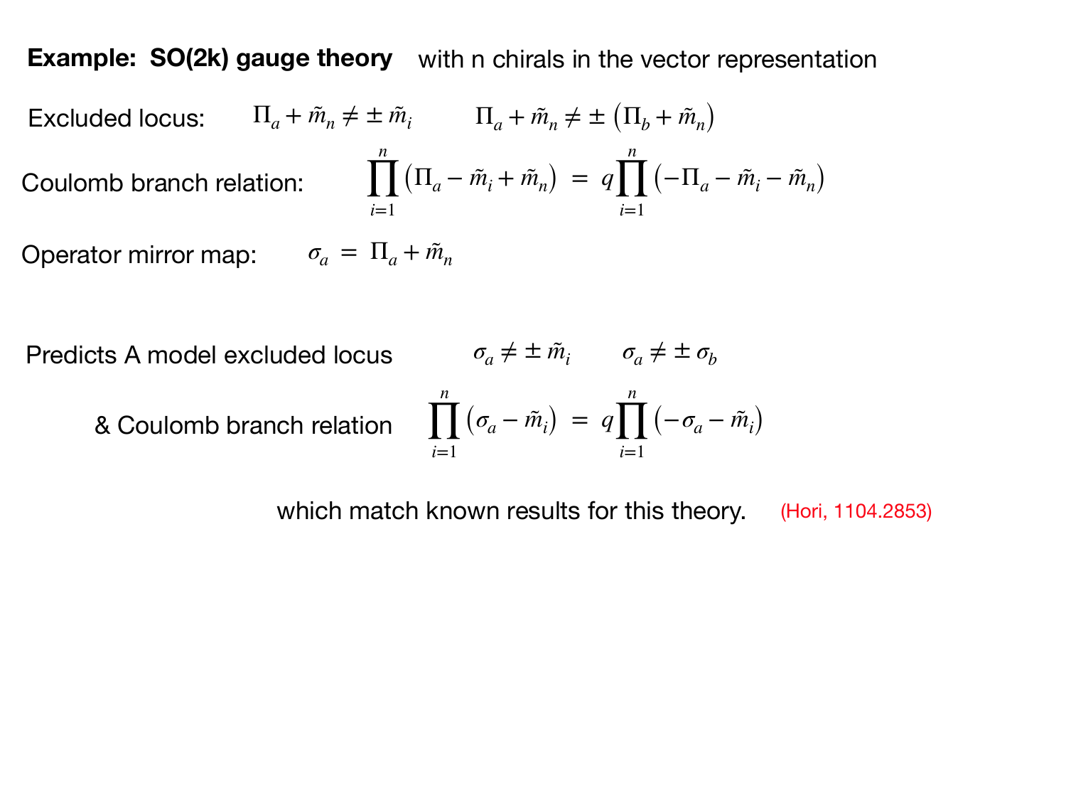**Example: SO(2k) gauge theory** with n chirals in the vector representation

Excluded locus: $\Pi_a + \tilde{m}_n \neq \pm \tilde{m}_i \qquad \Pi_a + \tilde{m}_n \neq \pm \left(\Pi_b + \tilde{m}_n\right)$

Coulomb branch relation:

$$\prod_{i=1}^{n} \left(\Pi_a - \tilde{m}_i + \tilde{m}_n\right) = q \prod_{i=1}^{n} \left(-\Pi_a - \tilde{m}_i - \tilde{m}_n\right)$$

Operator mirror map: $\sigma_a = \Pi_a + \tilde{m}_n$

Predicts A model excluded locus $\sigma_a \neq \pm \tilde{m}_i \qquad \sigma_a \neq \pm \sigma_b$

& Coulomb branch relation

$$\prod_{i=1}^{n} \left(\sigma_a - \tilde{m}_i\right) = q \prod_{i=1}^{n} \left(-\sigma_a - \tilde{m}_i\right)$$

which match known results for this theory. (Hori, 1104.2853)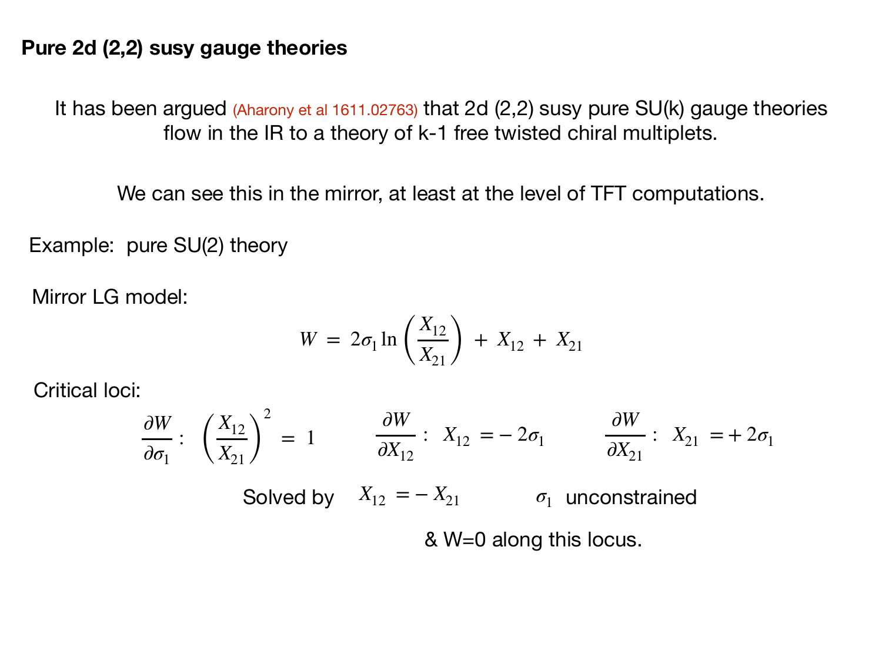**Pure 2d (2,2) susy gauge theories**

It has been argued (Aharony et al 1611.02763) that 2d (2,2) susy pure SU(k) gauge theories flow in the IR to a theory of k-1 free twisted chiral multiplets.

We can see this in the mirror, at least at the level of TFT computations.

Example: pure SU(2) theory

Mirror LG model:

$$W \;=\; 2\sigma_1 \ln\left(\frac{X_{12}}{X_{21}}\right) \;+\; X_{12} \;+\; X_{21}$$

Critical loci:

$$\frac{\partial W}{\partial \sigma_1}: \;\; \left(\frac{X_{12}}{X_{21}}\right)^2 \;=\; 1 \qquad \frac{\partial W}{\partial X_{12}}: \;\; X_{12} \;= -\,2\sigma_1 \qquad \frac{\partial W}{\partial X_{21}}: \;\; X_{21} \;= +\,2\sigma_1$$

Solved by $X_{12} = -\,X_{21}$ $\qquad$ $\sigma_1$ unconstrained

& W=0 along this locus.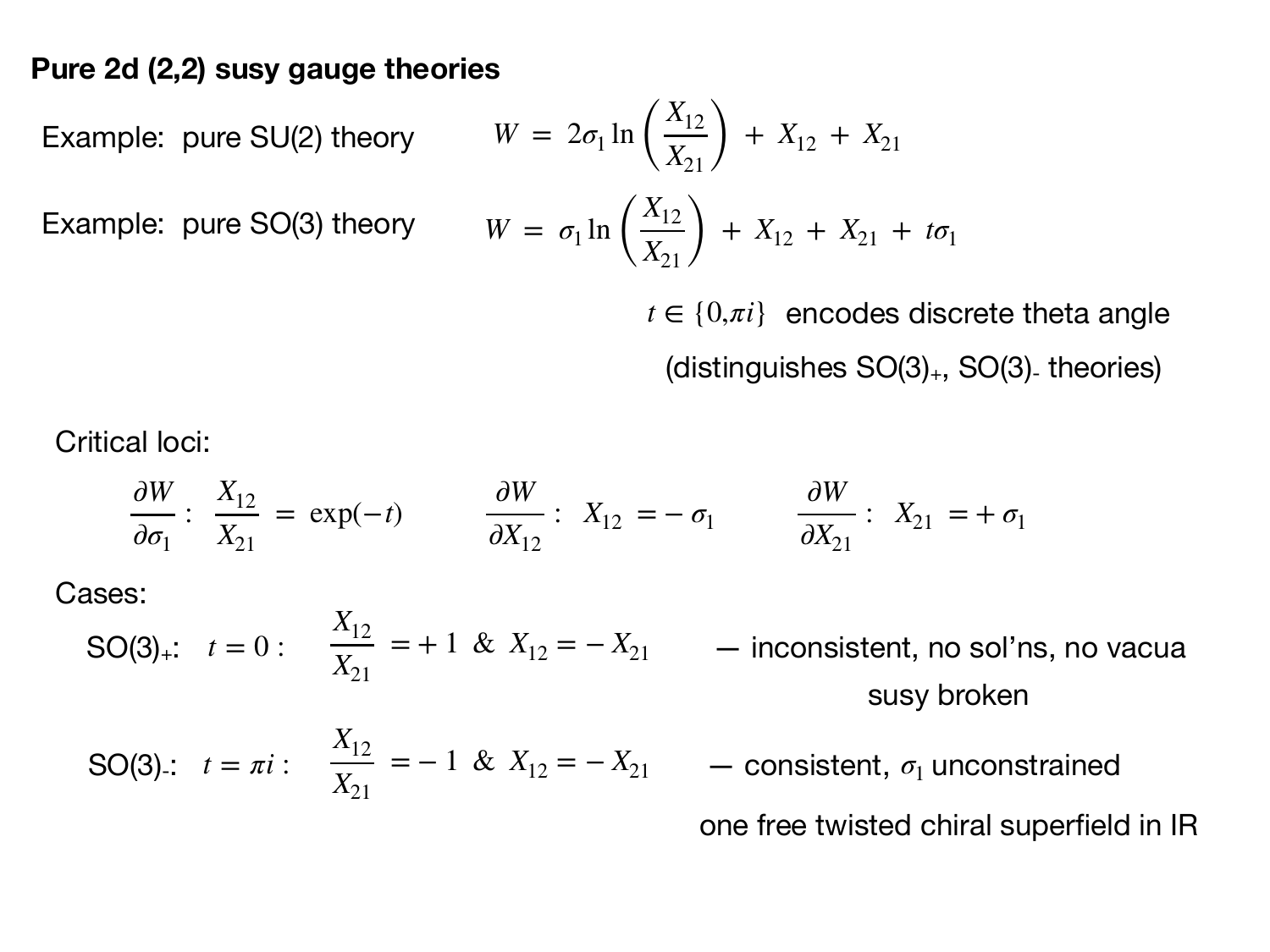**Pure 2d (2,2) susy gauge theories**

Example: pure SU(2) theory

$$W \;=\; 2\sigma_1 \ln\left(\frac{X_{12}}{X_{21}}\right) \;+\; X_{12} \;+\; X_{21}$$

Example: pure SO(3) theory

$$W \;=\; \sigma_1 \ln\left(\frac{X_{12}}{X_{21}}\right) \;+\; X_{12} \;+\; X_{21} \;+\; t\sigma_1$$

$t \in \{0, \pi i\}$ encodes discrete theta angle

(distinguishes SO(3)$_+$, SO(3)$_-$ theories)

Critical loci:

$$\frac{\partial W}{\partial \sigma_1}: \;\; \frac{X_{12}}{X_{21}} \;=\; \exp(-t) \qquad\qquad \frac{\partial W}{\partial X_{12}}: \;\; X_{12} \;= -\,\sigma_1 \qquad\qquad \frac{\partial W}{\partial X_{21}}: \;\; X_{21} \;= +\,\sigma_1$$

Cases:

SO(3)$_+$: $\;t = 0:\quad \dfrac{X_{12}}{X_{21}} = +1 \;\;\&\;\; X_{12} = -X_{21}$ — inconsistent, no sol'ns, no vacua

susy broken

SO(3)$_-$: $\;t = \pi i:\quad \dfrac{X_{12}}{X_{21}} = -1 \;\;\&\;\; X_{12} = -X_{21}$ — consistent, $\sigma_1$ unconstrained

one free twisted chiral superfield in IR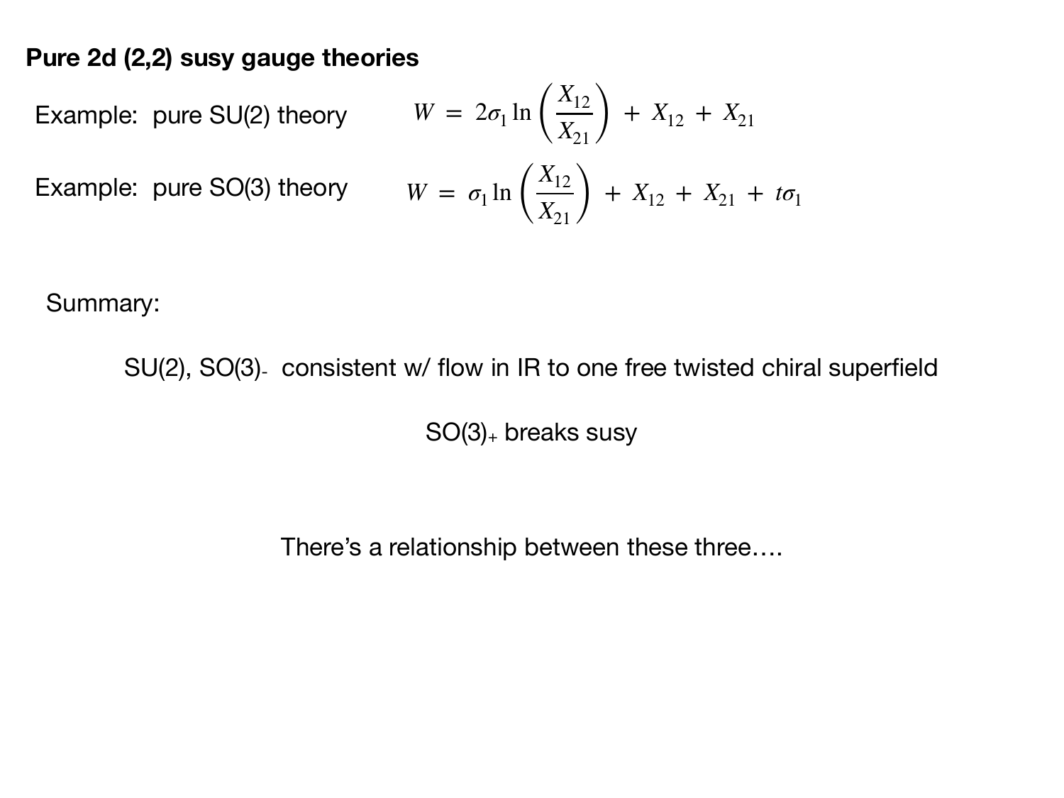## Pure 2d (2,2) susy gauge theories

Example: pure SU(2) theory

$$W = 2\sigma_1 \ln\left(\frac{X_{12}}{X_{21}}\right) + X_{12} + X_{21}$$

Example: pure SO(3) theory

$$W = \sigma_1 \ln\left(\frac{X_{12}}{X_{21}}\right) + X_{12} + X_{21} + t\sigma_1$$

Summary:

SU(2), $SO(3)_-$ consistent w/ flow in IR to one free twisted chiral superfield

$SO(3)_+$ breaks susy

There's a relationship between these three….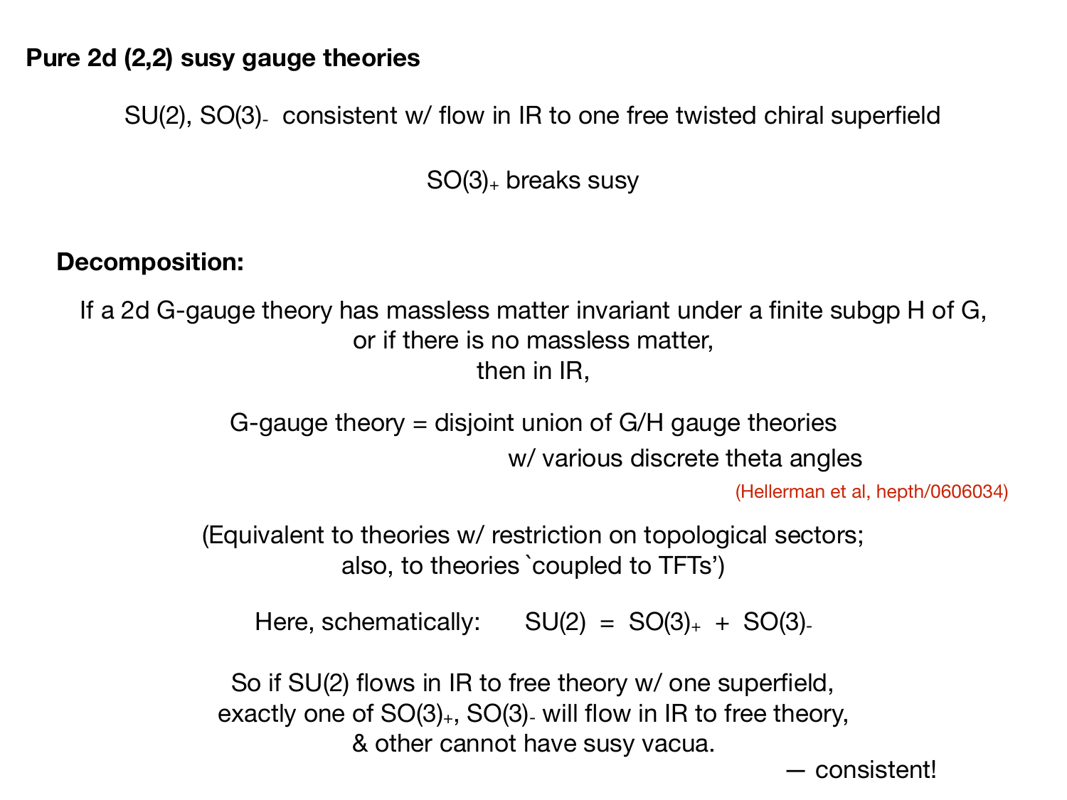**Pure 2d (2,2) susy gauge theories**

$SU(2)$, $SO(3)_-$ consistent w/ flow in IR to one free twisted chiral superfield

$SO(3)_+$ breaks susy

**Decomposition:**

If a 2d G-gauge theory has massless matter invariant under a finite subgp H of G,
or if there is no massless matter,
then in IR,

G-gauge theory = disjoint union of G/H gauge theories
w/ various discrete theta angles

(Hellerman et al, hepth/0606034)

(Equivalent to theories w/ restriction on topological sectors;
also, to theories `coupled to TFTs')

Here, schematically: $SU(2) = SO(3)_+ + SO(3)_-$

So if $SU(2)$ flows in IR to free theory w/ one superfield,
exactly one of $SO(3)_+$, $SO(3)_-$ will flow in IR to free theory,
& other cannot have susy vacua.

— consistent!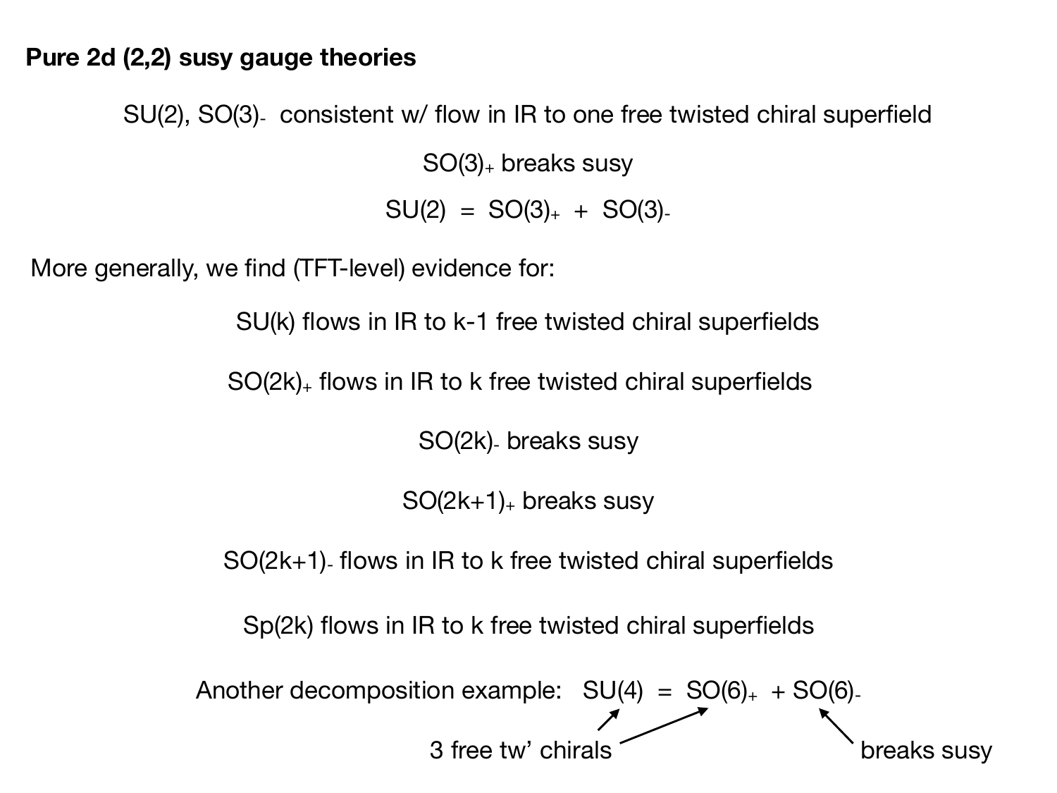**Pure 2d (2,2) susy gauge theories**

$SU(2)$, $SO(3)_-$ consistent w/ flow in IR to one free twisted chiral superfield

$SO(3)_+$ breaks susy

$$SU(2) = SO(3)_+ + SO(3)_-$$

More generally, we find (TFT-level) evidence for:

$SU(k)$ flows in IR to k-1 free twisted chiral superfields

$SO(2k)_+$ flows in IR to k free twisted chiral superfields

$SO(2k)_-$ breaks susy

$SO(2k+1)_+$ breaks susy

$SO(2k+1)_-$ flows in IR to k free twisted chiral superfields

$Sp(2k)$ flows in IR to k free twisted chiral superfields

Another decomposition example: $SU(4) = SO(6)_+ + SO(6)_-$

3 free tw' chirals ($SU(4)$, $SO(6)_+$) — breaks susy ($SO(6)_-$)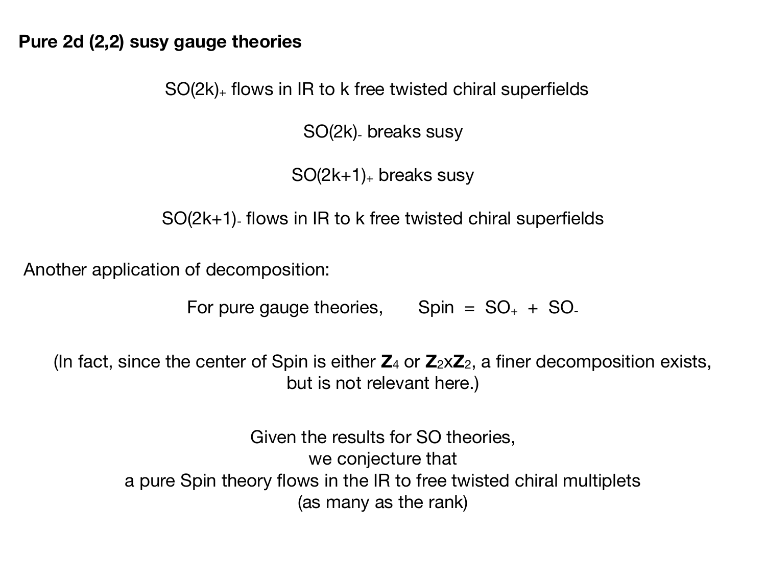**Pure 2d (2,2) susy gauge theories**

$SO(2k)_+$ flows in IR to k free twisted chiral superfields

$SO(2k)_-$ breaks susy

$SO(2k+1)_+$ breaks susy

$SO(2k+1)_-$ flows in IR to k free twisted chiral superfields

Another application of decomposition:

For pure gauge theories, $\quad \text{Spin} = SO_+ + SO_-$

(In fact, since the center of Spin is either $\mathbf{Z}_4$ or $\mathbf{Z}_2 \times \mathbf{Z}_2$, a finer decomposition exists, but is not relevant here.)

Given the results for SO theories,
we conjecture that
a pure Spin theory flows in the IR to free twisted chiral multiplets
(as many as the rank)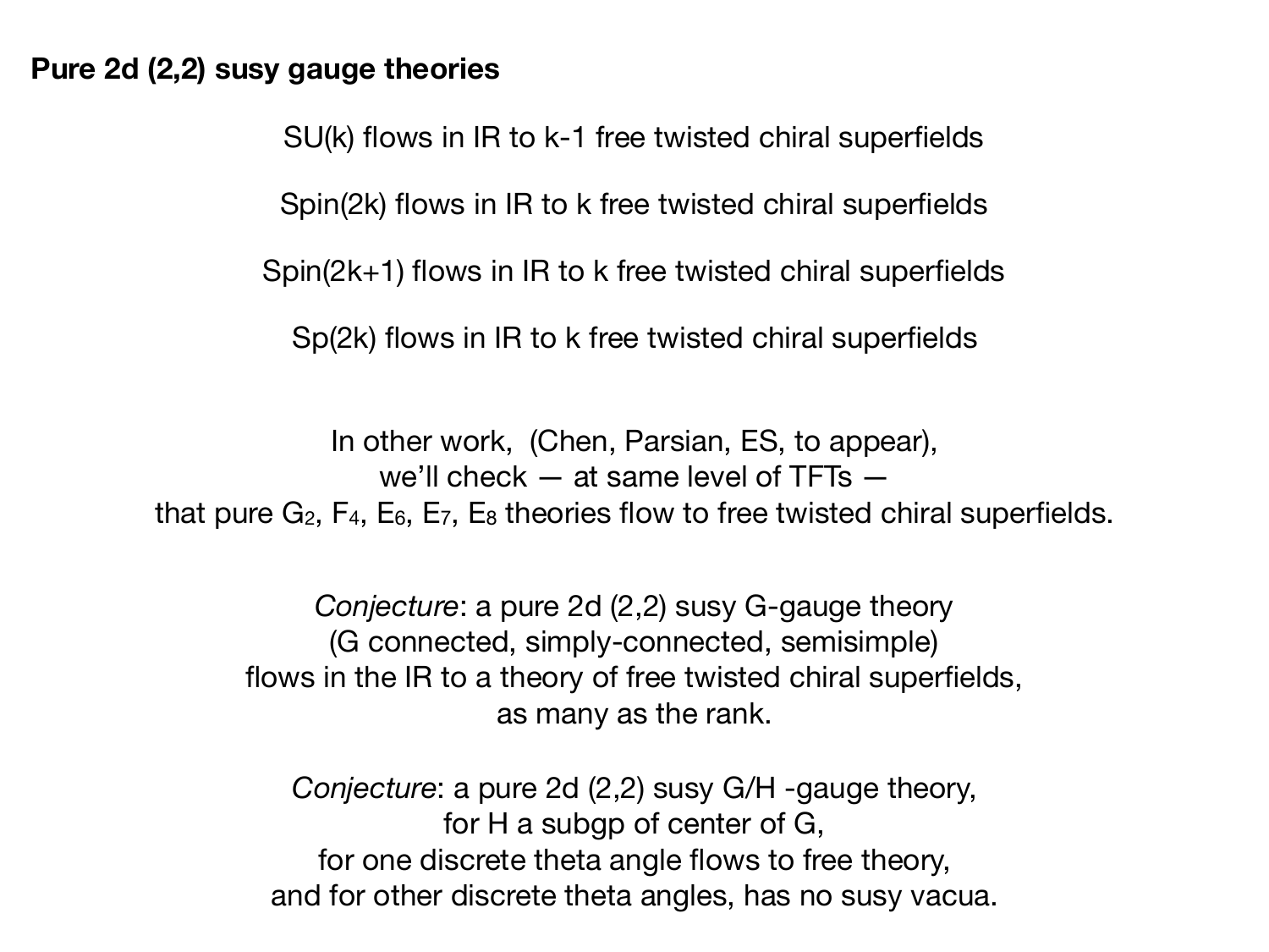**Pure 2d (2,2) susy gauge theories**

SU(k) flows in IR to k-1 free twisted chiral superfields

Spin(2k) flows in IR to k free twisted chiral superfields

Spin(2k+1) flows in IR to k free twisted chiral superfields

Sp(2k) flows in IR to k free twisted chiral superfields

In other work, (Chen, Parsian, ES, to appear),
we'll check — at same level of TFTs —
that pure $G_2$, $F_4$, $E_6$, $E_7$, $E_8$ theories flow to free twisted chiral superfields.

*Conjecture*: a pure 2d (2,2) susy G-gauge theory
(G connected, simply-connected, semisimple)
flows in the IR to a theory of free twisted chiral superfields,
as many as the rank.

*Conjecture*: a pure 2d (2,2) susy G/H -gauge theory,
for H a subgp of center of G,
for one discrete theta angle flows to free theory,
and for other discrete theta angles, has no susy vacua.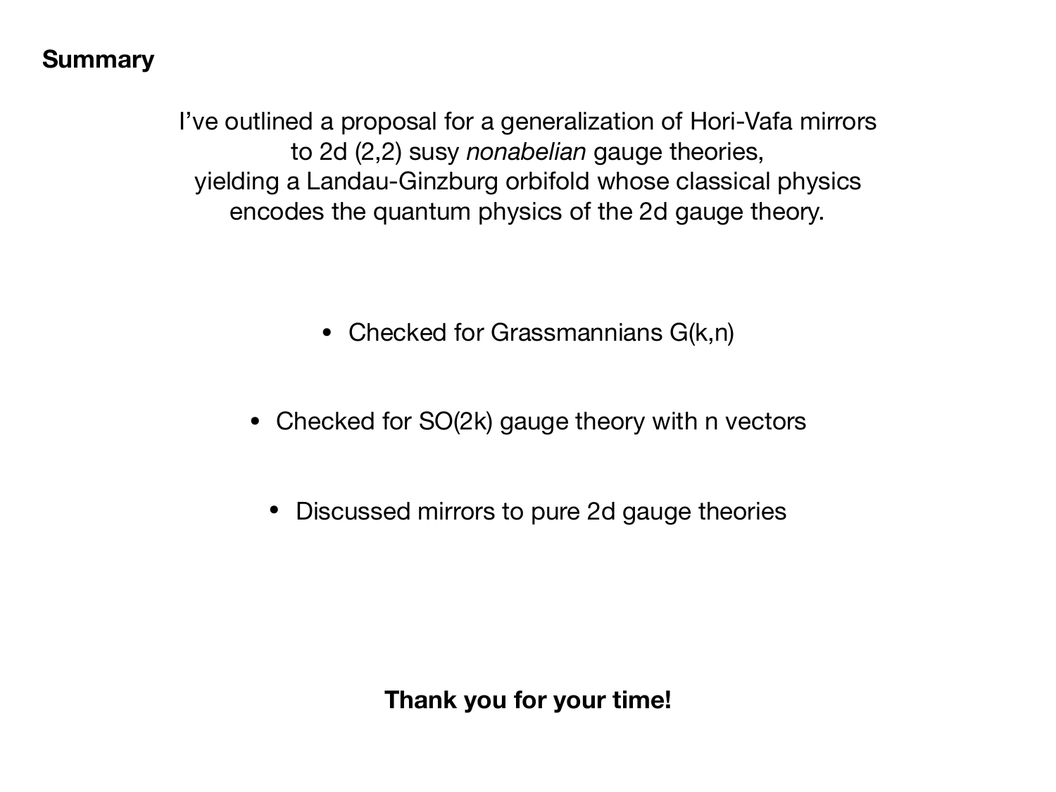**Summary**

I've outlined a proposal for a generalization of Hori-Vafa mirrors to 2d (2,2) susy *nonabelian* gauge theories, yielding a Landau-Ginzburg orbifold whose classical physics encodes the quantum physics of the 2d gauge theory.

- Checked for Grassmannians G(k,n)
- Checked for SO(2k) gauge theory with n vectors
- Discussed mirrors to pure 2d gauge theories

**Thank you for your time!**